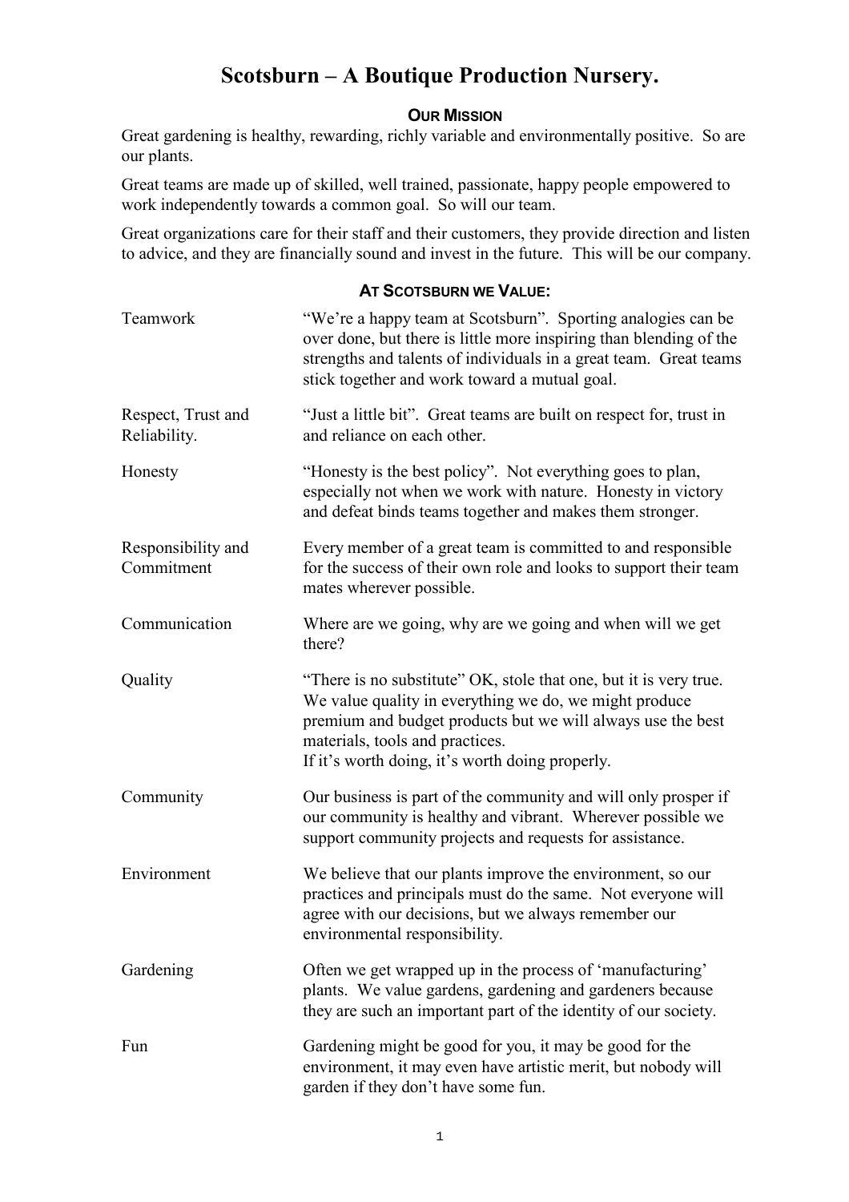# Scotsburn – A Boutique Production Nursery.

## Our Mission

Great gardening is healthy, rewarding, richly variable and environmentally positive. So are our plants.

Great teams are made up of skilled, well trained, passionate, happy people empowered to work independently towards a common goal. So will our team.

Great organizations care for their staff and their customers, they provide direction and listen to advice, and they are financially sound and invest in the future. This will be our company.

## At Scotsburn we Value:

| | |
|---|---|
| Teamwork | "We're a happy team at Scotsburn". Sporting analogies can be over done, but there is little more inspiring than blending of the strengths and talents of individuals in a great team. Great teams stick together and work toward a mutual goal. |
| Respect, Trust and Reliability. | "Just a little bit". Great teams are built on respect for, trust in and reliance on each other. |
| Honesty | "Honesty is the best policy". Not everything goes to plan, especially not when we work with nature. Honesty in victory and defeat binds teams together and makes them stronger. |
| Responsibility and Commitment | Every member of a great team is committed to and responsible for the success of their own role and looks to support their team mates wherever possible. |
| Communication | Where are we going, why are we going and when will we get there? |
| Quality | "There is no substitute" OK, stole that one, but it is very true. We value quality in everything we do, we might produce premium and budget products but we will always use the best materials, tools and practices. If it's worth doing, it's worth doing properly. |
| Community | Our business is part of the community and will only prosper if our community is healthy and vibrant. Wherever possible we support community projects and requests for assistance. |
| Environment | We believe that our plants improve the environment, so our practices and principals must do the same. Not everyone will agree with our decisions, but we always remember our environmental responsibility. |
| Gardening | Often we get wrapped up in the process of 'manufacturing' plants. We value gardens, gardening and gardeners because they are such an important part of the identity of our society. |
| Fun | Gardening might be good for you, it may be good for the environment, it may even have artistic merit, but nobody will garden if they don't have some fun. |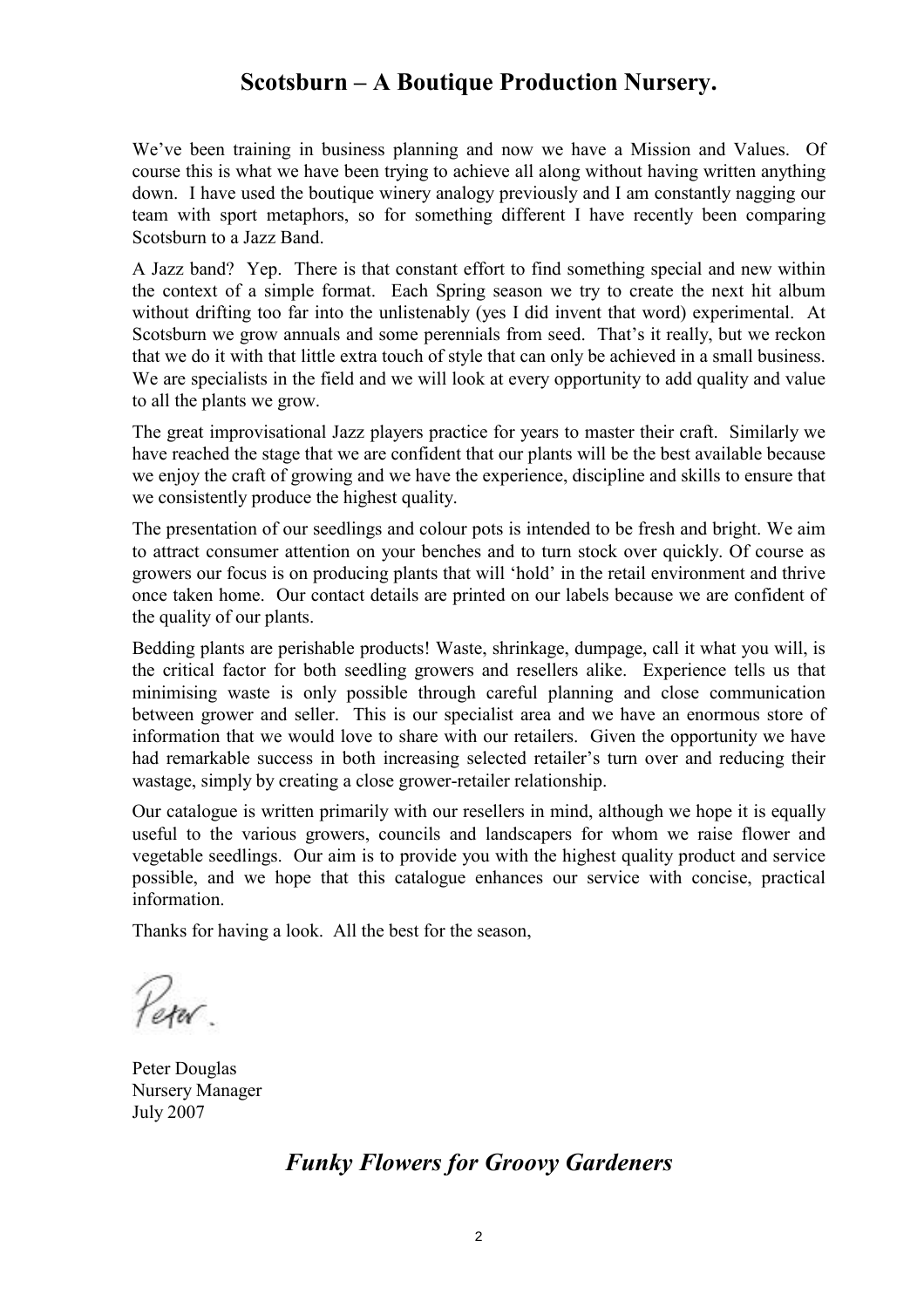## Scotsburn – A Boutique Production Nursery.

We've been training in business planning and now we have a Mission and Values. Of course this is what we have been trying to achieve all along without having written anything down. I have used the boutique winery analogy previously and I am constantly nagging our team with sport metaphors, so for something different I have recently been comparing Scotsburn to a Jazz Band.

A Jazz band? Yep. There is that constant effort to find something special and new within the context of a simple format. Each Spring season we try to create the next hit album without drifting too far into the unlistenably (yes I did invent that word) experimental. At Scotsburn we grow annuals and some perennials from seed. That's it really, but we reckon that we do it with that little extra touch of style that can only be achieved in a small business. We are specialists in the field and we will look at every opportunity to add quality and value to all the plants we grow.

The great improvisational Jazz players practice for years to master their craft. Similarly we have reached the stage that we are confident that our plants will be the best available because we enjoy the craft of growing and we have the experience, discipline and skills to ensure that we consistently produce the highest quality.

The presentation of our seedlings and colour pots is intended to be fresh and bright. We aim to attract consumer attention on your benches and to turn stock over quickly. Of course as growers our focus is on producing plants that will 'hold' in the retail environment and thrive once taken home. Our contact details are printed on our labels because we are confident of the quality of our plants.

Bedding plants are perishable products! Waste, shrinkage, dumpage, call it what you will, is the critical factor for both seedling growers and resellers alike. Experience tells us that minimising waste is only possible through careful planning and close communication between grower and seller. This is our specialist area and we have an enormous store of information that we would love to share with our retailers. Given the opportunity we have had remarkable success in both increasing selected retailer's turn over and reducing their wastage, simply by creating a close grower-retailer relationship.

Our catalogue is written primarily with our resellers in mind, although we hope it is equally useful to the various growers, councils and landscapers for whom we raise flower and vegetable seedlings. Our aim is to provide you with the highest quality product and service possible, and we hope that this catalogue enhances our service with concise, practical information.

Thanks for having a look. All the best for the season,

Peter.

Peter Douglas
Nursery Manager
July 2007

## *Funky Flowers for Groovy Gardeners*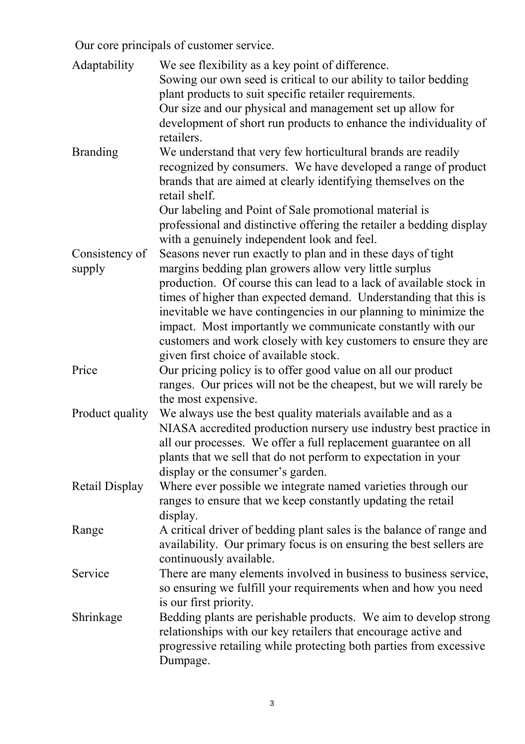Our core principals of customer service.

| | |
|---|---|
| Adaptability | We see flexibility as a key point of difference.<br>Sowing our own seed is critical to our ability to tailor bedding plant products to suit specific retailer requirements.<br>Our size and our physical and management set up allow for development of short run products to enhance the individuality of retailers. |
| Branding | We understand that very few horticultural brands are readily recognized by consumers. We have developed a range of product brands that are aimed at clearly identifying themselves on the retail shelf.<br>Our labeling and Point of Sale promotional material is professional and distinctive offering the retailer a bedding display with a genuinely independent look and feel. |
| Consistency of supply | Seasons never run exactly to plan and in these days of tight margins bedding plan growers allow very little surplus production. Of course this can lead to a lack of available stock in times of higher than expected demand. Understanding that this is inevitable we have contingencies in our planning to minimize the impact. Most importantly we communicate constantly with our customers and work closely with key customers to ensure they are given first choice of available stock. |
| Price | Our pricing policy is to offer good value on all our product ranges. Our prices will not be the cheapest, but we will rarely be the most expensive. |
| Product quality | We always use the best quality materials available and as a NIASA accredited production nursery use industry best practice in all our processes. We offer a full replacement guarantee on all plants that we sell that do not perform to expectation in your display or the consumer's garden. |
| Retail Display | Where ever possible we integrate named varieties through our ranges to ensure that we keep constantly updating the retail display. |
| Range | A critical driver of bedding plant sales is the balance of range and availability. Our primary focus is on ensuring the best sellers are continuously available. |
| Service | There are many elements involved in business to business service, so ensuring we fulfill your requirements when and how you need is our first priority. |
| Shrinkage | Bedding plants are perishable products. We aim to develop strong relationships with our key retailers that encourage active and progressive retailing while protecting both parties from excessive Dumpage. |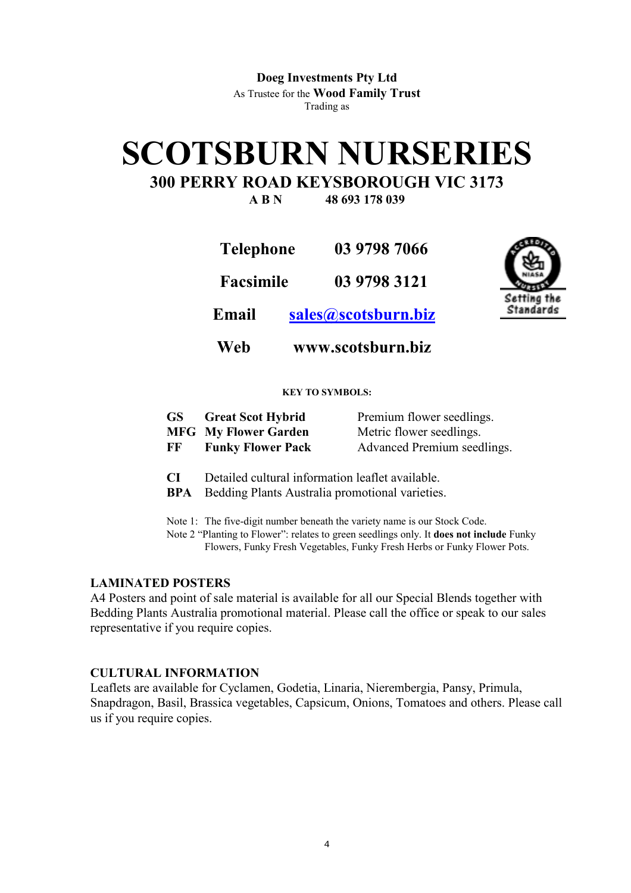**Doeg Investments Pty Ltd**
As Trustee for the **Wood Family Trust**
Trading as

# SCOTSBURN NURSERIES

## 300 PERRY ROAD KEYSBOROUGH VIC 3173

**A B N 48 693 178 039**

| | |
|---|---|
| **Telephone** | **03 9798 7066** |
| **Facsimile** | **03 9798 3121** |
| **Email** | **sales@scotsburn.biz** |
| **Web** | **www.scotsburn.biz** |

Setting the Standards

**KEY TO SYMBOLS:**

| | | |
|---|---|---|
| **GS** | **Great Scot Hybrid** | Premium flower seedlings. |
| **MFG** | **My Flower Garden** | Metric flower seedlings. |
| **FF** | **Funky Flower Pack** | Advanced Premium seedlings. |

**CI** Detailed cultural information leaflet available.
**BPA** Bedding Plants Australia promotional varieties.

Note 1: The five-digit number beneath the variety name is our Stock Code.
Note 2 "Planting to Flower": relates to green seedlings only. It **does not include** Funky Flowers, Funky Fresh Vegetables, Funky Fresh Herbs or Funky Flower Pots.

### LAMINATED POSTERS

A4 Posters and point of sale material is available for all our Special Blends together with Bedding Plants Australia promotional material. Please call the office or speak to our sales representative if you require copies.

### CULTURAL INFORMATION

Leaflets are available for Cyclamen, Godetia, Linaria, Nierembergia, Pansy, Primula, Snapdragon, Basil, Brassica vegetables, Capsicum, Onions, Tomatoes and others. Please call us if you require copies.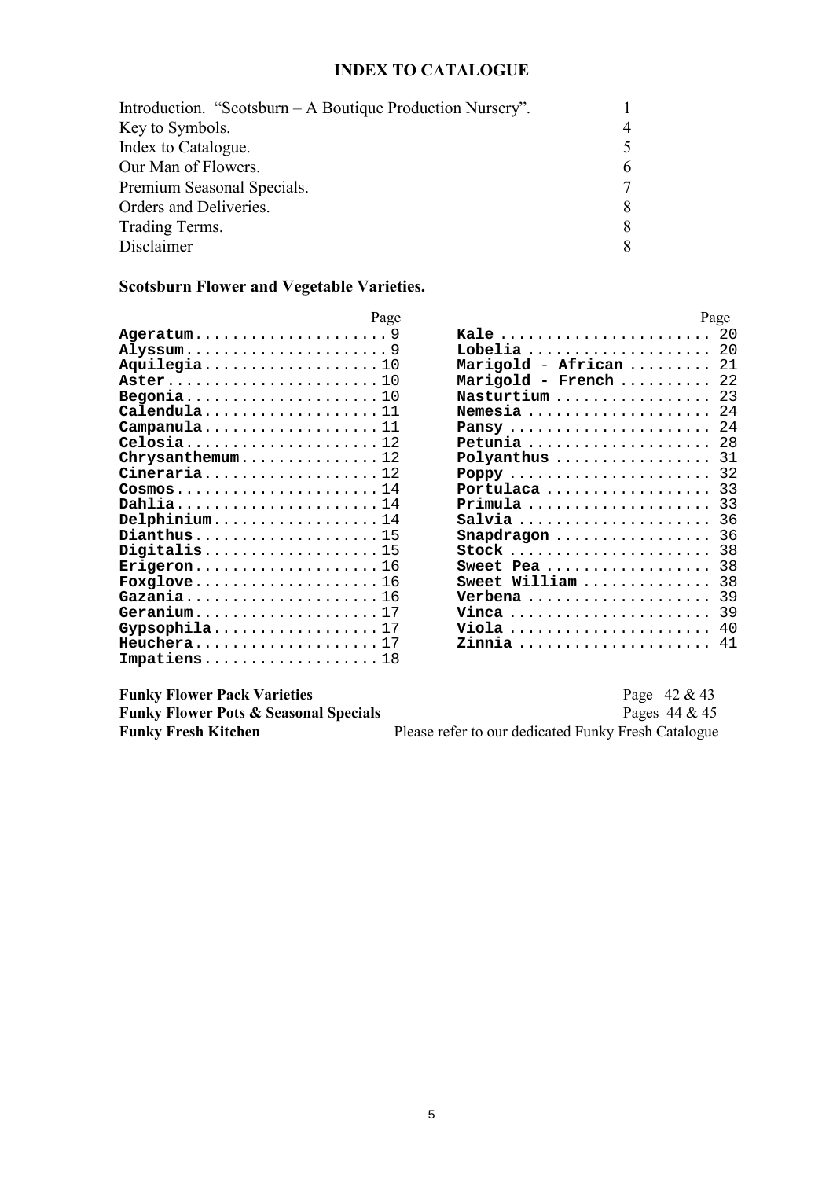# INDEX TO CATALOGUE

| | |
|---|---|
| Introduction. "Scotsburn – A Boutique Production Nursery". | 1 |
| Key to Symbols. | 4 |
| Index to Catalogue. | 5 |
| Our Man of Flowers. | 6 |
| Premium Seasonal Specials. | 7 |
| Orders and Deliveries. | 8 |
| Trading Terms. | 8 |
| Disclaimer | 8 |

## Scotsburn Flower and Vegetable Varieties.

| | Page |
|---|---|
| **Ageratum** | 9 |
| **Alyssum** | 9 |
| **Aquilegia** | 10 |
| **Aster** | 10 |
| **Begonia** | 10 |
| **Calendula** | 11 |
| **Campanula** | 11 |
| **Celosia** | 12 |
| **Chrysanthemum** | 12 |
| **Cineraria** | 12 |
| **Cosmos** | 14 |
| **Dahlia** | 14 |
| **Delphinium** | 14 |
| **Dianthus** | 15 |
| **Digitalis** | 15 |
| **Erigeron** | 16 |
| **Foxglove** | 16 |
| **Gazania** | 16 |
| **Geranium** | 17 |
| **Gypsophila** | 17 |
| **Heuchera** | 17 |
| **Impatiens** | 18 |
| **Kale** | 20 |
| **Lobelia** | 20 |
| **Marigold - African** | 21 |
| **Marigold - French** | 22 |
| **Nasturtium** | 23 |
| **Nemesia** | 24 |
| **Pansy** | 24 |
| **Petunia** | 28 |
| **Polyanthus** | 31 |
| **Poppy** | 32 |
| **Portulaca** | 33 |
| **Primula** | 33 |
| **Salvia** | 36 |
| **Snapdragon** | 36 |
| **Stock** | 38 |
| **Sweet Pea** | 38 |
| **Sweet William** | 38 |
| **Verbena** | 39 |
| **Vinca** | 39 |
| **Viola** | 40 |
| **Zinnia** | 41 |

| | |
|---|---|
| **Funky Flower Pack Varieties** | Page 42 & 43 |
| **Funky Flower Pots & Seasonal Specials** | Pages 44 & 45 |
| **Funky Fresh Kitchen** | Please refer to our dedicated Funky Fresh Catalogue |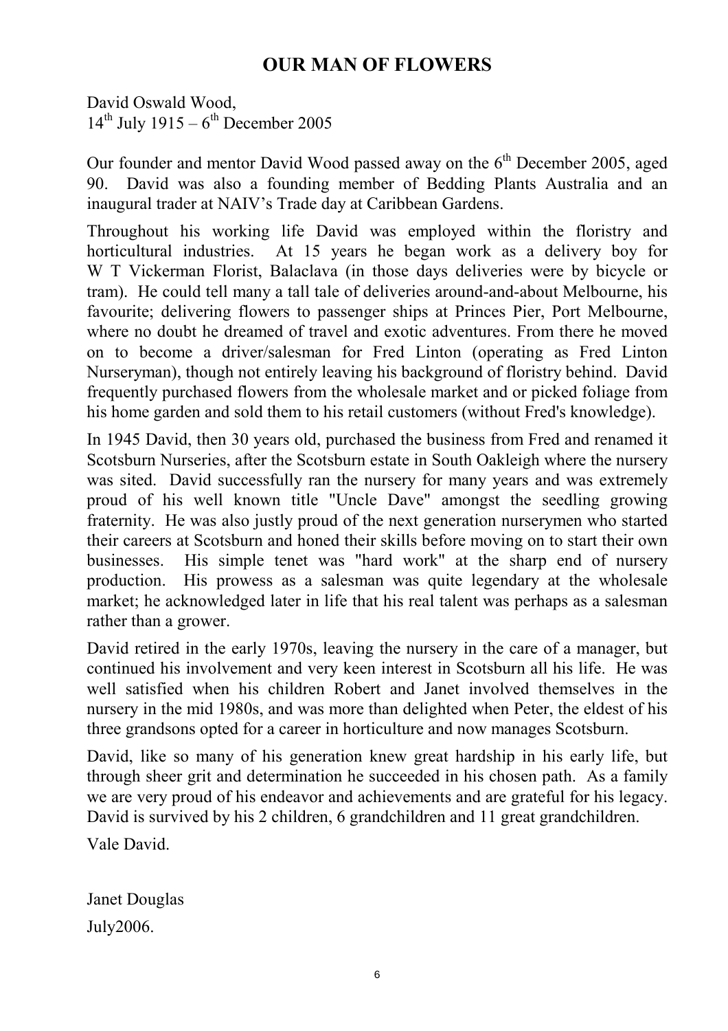# OUR MAN OF FLOWERS

David Oswald Wood,
14th July 1915 – 6th December 2005

Our founder and mentor David Wood passed away on the 6th December 2005, aged 90. David was also a founding member of Bedding Plants Australia and an inaugural trader at NAIV's Trade day at Caribbean Gardens.

Throughout his working life David was employed within the floristry and horticultural industries. At 15 years he began work as a delivery boy for W T Vickerman Florist, Balaclava (in those days deliveries were by bicycle or tram). He could tell many a tall tale of deliveries around-and-about Melbourne, his favourite; delivering flowers to passenger ships at Princes Pier, Port Melbourne, where no doubt he dreamed of travel and exotic adventures. From there he moved on to become a driver/salesman for Fred Linton (operating as Fred Linton Nurseryman), though not entirely leaving his background of floristry behind. David frequently purchased flowers from the wholesale market and or picked foliage from his home garden and sold them to his retail customers (without Fred's knowledge).

In 1945 David, then 30 years old, purchased the business from Fred and renamed it Scotsburn Nurseries, after the Scotsburn estate in South Oakleigh where the nursery was sited. David successfully ran the nursery for many years and was extremely proud of his well known title "Uncle Dave" amongst the seedling growing fraternity. He was also justly proud of the next generation nurserymen who started their careers at Scotsburn and honed their skills before moving on to start their own businesses. His simple tenet was "hard work" at the sharp end of nursery production. His prowess as a salesman was quite legendary at the wholesale market; he acknowledged later in life that his real talent was perhaps as a salesman rather than a grower.

David retired in the early 1970s, leaving the nursery in the care of a manager, but continued his involvement and very keen interest in Scotsburn all his life. He was well satisfied when his children Robert and Janet involved themselves in the nursery in the mid 1980s, and was more than delighted when Peter, the eldest of his three grandsons opted for a career in horticulture and now manages Scotsburn.

David, like so many of his generation knew great hardship in his early life, but through sheer grit and determination he succeeded in his chosen path. As a family we are very proud of his endeavor and achievements and are grateful for his legacy. David is survived by his 2 children, 6 grandchildren and 11 great grandchildren.

Vale David.

Janet Douglas

July2006.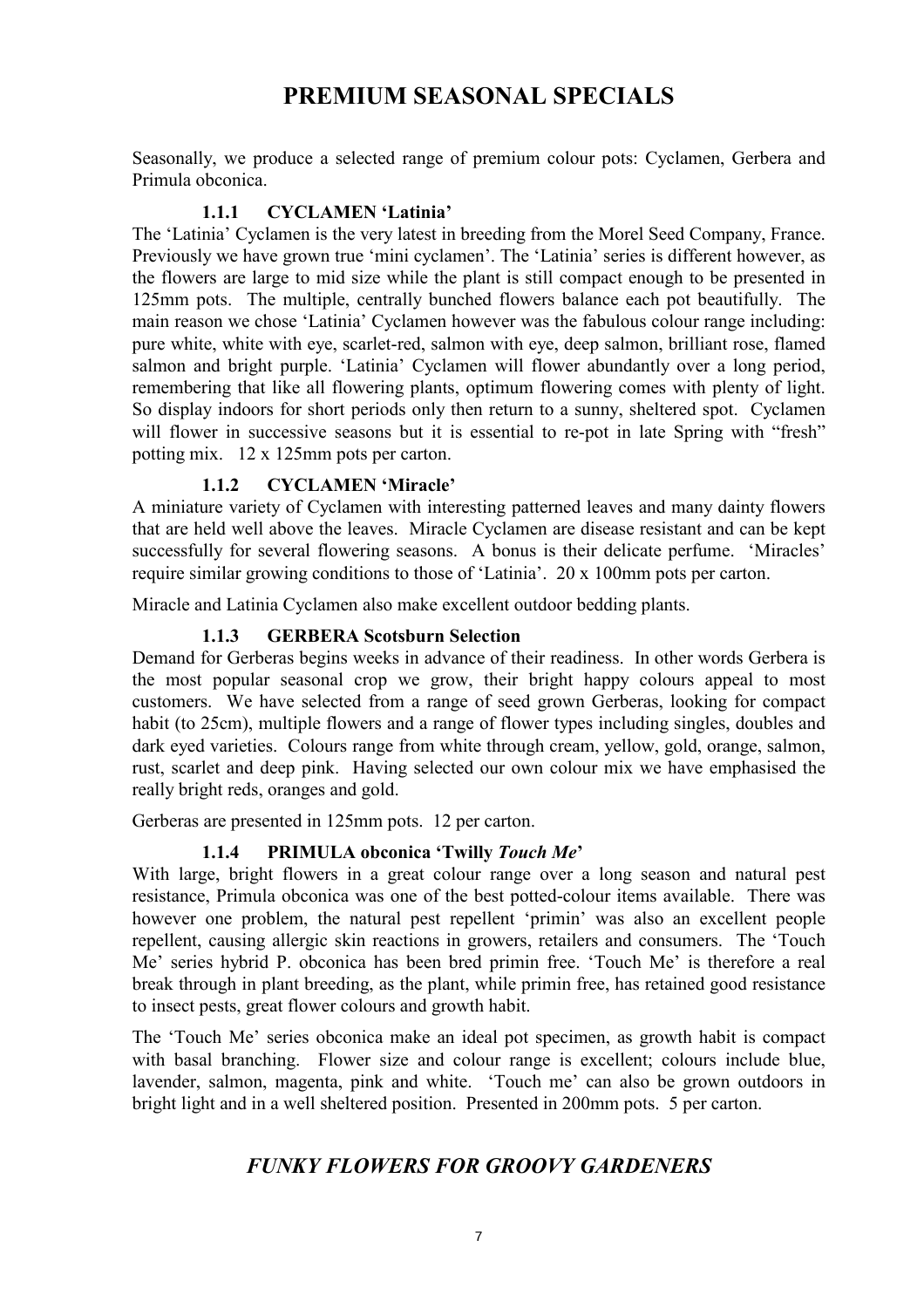# PREMIUM SEASONAL SPECIALS

Seasonally, we produce a selected range of premium colour pots: Cyclamen, Gerbera and Primula obconica.

### 1.1.1 CYCLAMEN 'Latinia'

The 'Latinia' Cyclamen is the very latest in breeding from the Morel Seed Company, France. Previously we have grown true 'mini cyclamen'. The 'Latinia' series is different however, as the flowers are large to mid size while the plant is still compact enough to be presented in 125mm pots. The multiple, centrally bunched flowers balance each pot beautifully. The main reason we chose 'Latinia' Cyclamen however was the fabulous colour range including: pure white, white with eye, scarlet-red, salmon with eye, deep salmon, brilliant rose, flamed salmon and bright purple. 'Latinia' Cyclamen will flower abundantly over a long period, remembering that like all flowering plants, optimum flowering comes with plenty of light. So display indoors for short periods only then return to a sunny, sheltered spot. Cyclamen will flower in successive seasons but it is essential to re-pot in late Spring with "fresh" potting mix. 12 x 125mm pots per carton.

### 1.1.2 CYCLAMEN 'Miracle'

A miniature variety of Cyclamen with interesting patterned leaves and many dainty flowers that are held well above the leaves. Miracle Cyclamen are disease resistant and can be kept successfully for several flowering seasons. A bonus is their delicate perfume. 'Miracles' require similar growing conditions to those of 'Latinia'. 20 x 100mm pots per carton.

Miracle and Latinia Cyclamen also make excellent outdoor bedding plants.

### 1.1.3 GERBERA Scotsburn Selection

Demand for Gerberas begins weeks in advance of their readiness. In other words Gerbera is the most popular seasonal crop we grow, their bright happy colours appeal to most customers. We have selected from a range of seed grown Gerberas, looking for compact habit (to 25cm), multiple flowers and a range of flower types including singles, doubles and dark eyed varieties. Colours range from white through cream, yellow, gold, orange, salmon, rust, scarlet and deep pink. Having selected our own colour mix we have emphasised the really bright reds, oranges and gold.

Gerberas are presented in 125mm pots. 12 per carton.

### 1.1.4 PRIMULA obconica 'Twilly *Touch Me*'

With large, bright flowers in a great colour range over a long season and natural pest resistance, Primula obconica was one of the best potted-colour items available. There was however one problem, the natural pest repellent 'primin' was also an excellent people repellent, causing allergic skin reactions in growers, retailers and consumers. The 'Touch Me' series hybrid P. obconica has been bred primin free. 'Touch Me' is therefore a real break through in plant breeding, as the plant, while primin free, has retained good resistance to insect pests, great flower colours and growth habit.

The 'Touch Me' series obconica make an ideal pot specimen, as growth habit is compact with basal branching. Flower size and colour range is excellent; colours include blue, lavender, salmon, magenta, pink and white. 'Touch me' can also be grown outdoors in bright light and in a well sheltered position. Presented in 200mm pots. 5 per carton.

## *FUNKY FLOWERS FOR GROOVY GARDENERS*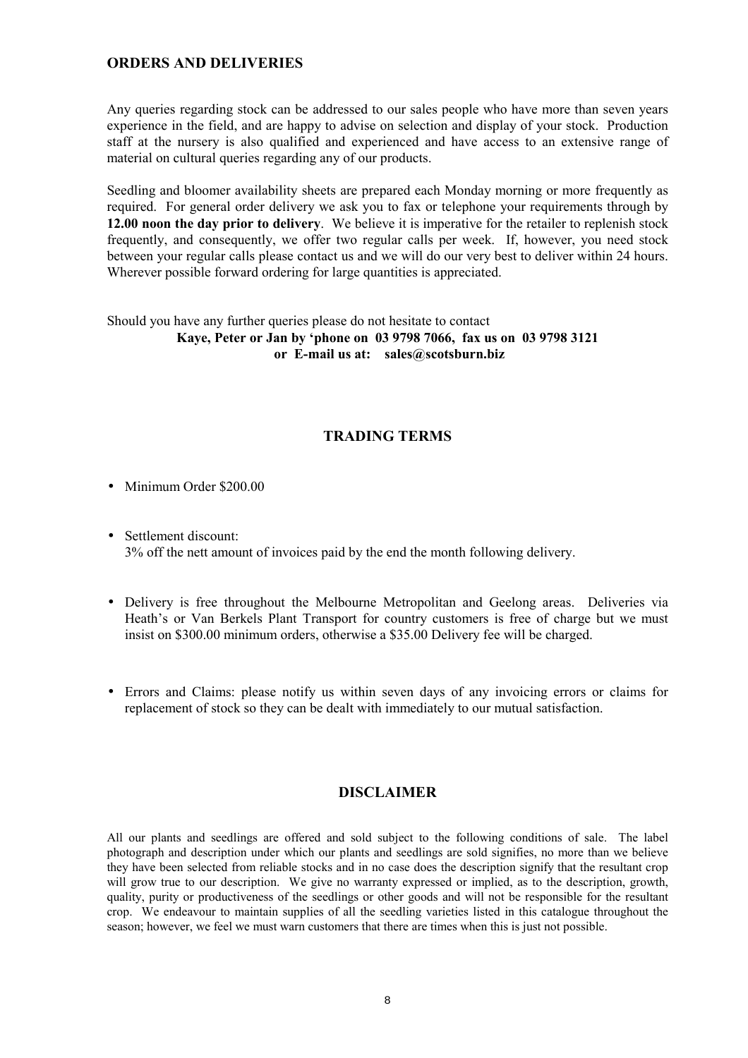## ORDERS AND DELIVERIES

Any queries regarding stock can be addressed to our sales people who have more than seven years experience in the field, and are happy to advise on selection and display of your stock. Production staff at the nursery is also qualified and experienced and have access to an extensive range of material on cultural queries regarding any of our products.

Seedling and bloomer availability sheets are prepared each Monday morning or more frequently as required. For general order delivery we ask you to fax or telephone your requirements through by **12.00 noon the day prior to delivery**. We believe it is imperative for the retailer to replenish stock frequently, and consequently, we offer two regular calls per week. If, however, you need stock between your regular calls please contact us and we will do our very best to deliver within 24 hours. Wherever possible forward ordering for large quantities is appreciated.

Should you have any further queries please do not hesitate to contact

**Kaye, Peter or Jan by 'phone on 03 9798 7066, fax us on 03 9798 3121**
**or E-mail us at: sales@scotsburn.biz**

## TRADING TERMS

- Minimum Order $200.00
- Settlement discount:
  3% off the nett amount of invoices paid by the end the month following delivery.
- Delivery is free throughout the Melbourne Metropolitan and Geelong areas. Deliveries via Heath's or Van Berkels Plant Transport for country customers is free of charge but we must insist on $300.00 minimum orders, otherwise a $35.00 Delivery fee will be charged.
- Errors and Claims: please notify us within seven days of any invoicing errors or claims for replacement of stock so they can be dealt with immediately to our mutual satisfaction.

## DISCLAIMER

All our plants and seedlings are offered and sold subject to the following conditions of sale. The label photograph and description under which our plants and seedlings are sold signifies, no more than we believe they have been selected from reliable stocks and in no case does the description signify that the resultant crop will grow true to our description. We give no warranty expressed or implied, as to the description, growth, quality, purity or productiveness of the seedlings or other goods and will not be responsible for the resultant crop. We endeavour to maintain supplies of all the seedling varieties listed in this catalogue throughout the season; however, we feel we must warn customers that there are times when this is just not possible.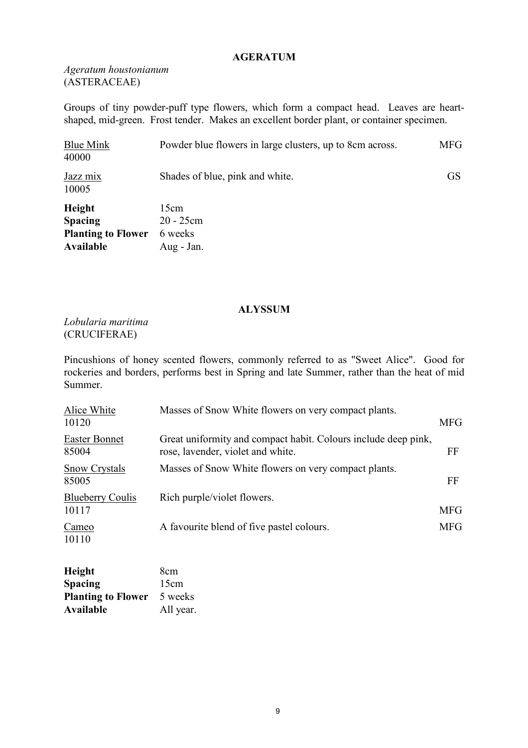## AGERATUM

*Ageratum houstonianum*
(ASTERACEAE)

Groups of tiny powder-puff type flowers, which form a compact head. Leaves are heart-shaped, mid-green. Frost tender. Makes an excellent border plant, or container specimen.

| Variety | Description | |
|---|---|---|
| Blue Mink<br>40000 | Powder blue flowers in large clusters, up to 8cm across. | MFG |
| Jazz mix<br>10005 | Shades of blue, pink and white. | GS |

**Height** 15cm
**Spacing** 20 - 25cm
**Planting to Flower** 6 weeks
**Available** Aug - Jan.

## ALYSSUM

*Lobularia maritima*
(CRUCIFERAE)

Pincushions of honey scented flowers, commonly referred to as "Sweet Alice". Good for rockeries and borders, performs best in Spring and late Summer, rather than the heat of mid Summer.

| Variety | Description | |
|---|---|---|
| Alice White<br>10120 | Masses of Snow White flowers on very compact plants. | MFG |
| Easter Bonnet<br>85004 | Great uniformity and compact habit. Colours include deep pink, rose, lavender, violet and white. | FF |
| Snow Crystals<br>85005 | Masses of Snow White flowers on very compact plants. | FF |
| Blueberry Coulis<br>10117 | Rich purple/violet flowers. | MFG |
| Cameo<br>10110 | A favourite blend of five pastel colours. | MFG |

**Height** 8cm
**Spacing** 15cm
**Planting to Flower** 5 weeks
**Available** All year.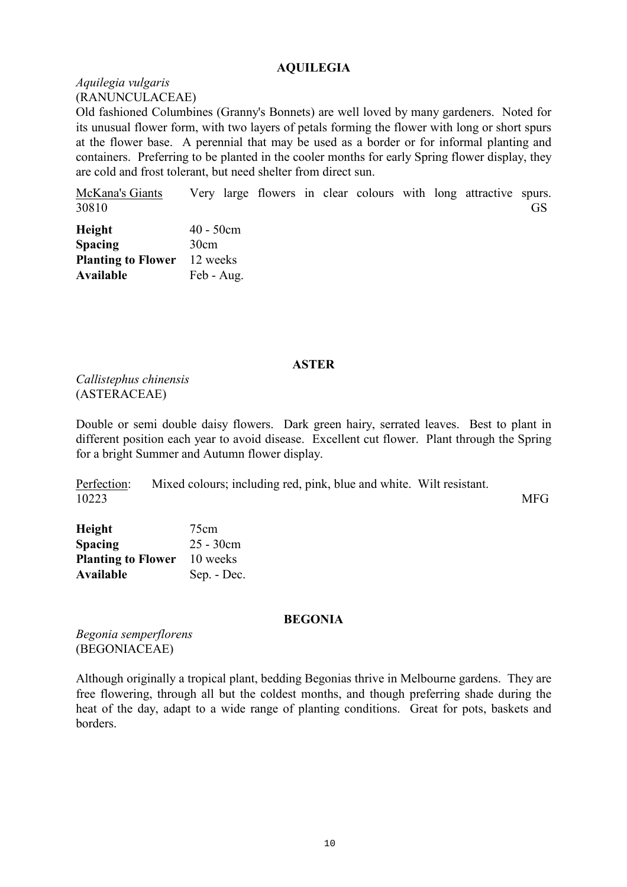## AQUILEGIA

*Aquilegia vulgaris*
(RANUNCULACEAE)
Old fashioned Columbines (Granny's Bonnets) are well loved by many gardeners. Noted for its unusual flower form, with two layers of petals forming the flower with long or short spurs at the flower base. A perennial that may be used as a border or for informal planting and containers. Preferring to be planted in the cooler months for early Spring flower display, they are cold and frost tolerant, but need shelter from direct sun.

McKana's Giants Very large flowers in clear colours with long attractive spurs.
30810 GS

| | |
|---|---|
| **Height** | 40 - 50cm |
| **Spacing** | 30cm |
| **Planting to Flower** | 12 weeks |
| **Available** | Feb - Aug. |

## ASTER

*Callistephus chinensis*
(ASTERACEAE)

Double or semi double daisy flowers. Dark green hairy, serrated leaves. Best to plant in different position each year to avoid disease. Excellent cut flower. Plant through the Spring for a bright Summer and Autumn flower display.

Perfection: Mixed colours; including red, pink, blue and white. Wilt resistant.
10223 MFG

| | |
|---|---|
| **Height** | 75cm |
| **Spacing** | 25 - 30cm |
| **Planting to Flower** | 10 weeks |
| **Available** | Sep. - Dec. |

## BEGONIA

*Begonia semperflorens*
(BEGONIACEAE)

Although originally a tropical plant, bedding Begonias thrive in Melbourne gardens. They are free flowering, through all but the coldest months, and though preferring shade during the heat of the day, adapt to a wide range of planting conditions. Great for pots, baskets and borders.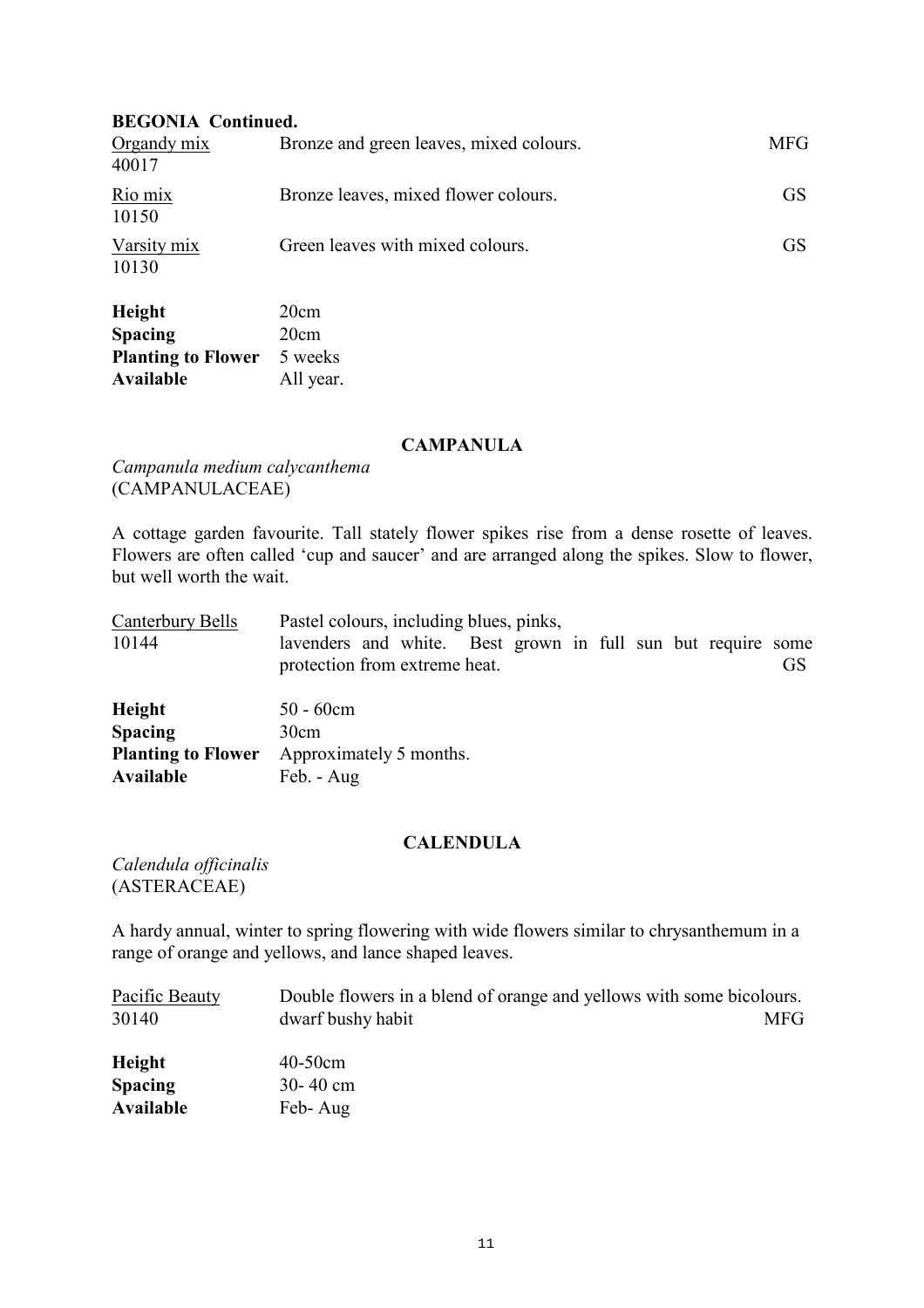**BEGONIA Continued.**

| | | |
|---|---|---|
| Organdy mix<br>40017 | Bronze and green leaves, mixed colours. | MFG |
| Rio mix<br>10150 | Bronze leaves, mixed flower colours. | GS |
| Varsity mix<br>10130 | Green leaves with mixed colours. | GS |

| | |
|---|---|
| **Height** | 20cm |
| **Spacing** | 20cm |
| **Planting to Flower** | 5 weeks |
| **Available** | All year. |

## CAMPANULA

*Campanula medium calycanthema*
(CAMPANULACEAE)

A cottage garden favourite. Tall stately flower spikes rise from a dense rosette of leaves. Flowers are often called 'cup and saucer' and are arranged along the spikes. Slow to flower, but well worth the wait.

| | | |
|---|---|---|
| Canterbury Bells<br>10144 | Pastel colours, including blues, pinks, lavenders and white. Best grown in full sun but require some protection from extreme heat. | GS |

| | |
|---|---|
| **Height** | 50 - 60cm |
| **Spacing** | 30cm |
| **Planting to Flower** | Approximately 5 months. |
| **Available** | Feb. - Aug |

## CALENDULA

*Calendula officinalis*
(ASTERACEAE)

A hardy annual, winter to spring flowering with wide flowers similar to chrysanthemum in a range of orange and yellows, and lance shaped leaves.

| | | |
|---|---|---|
| Pacific Beauty<br>30140 | Double flowers in a blend of orange and yellows with some bicolours. dwarf bushy habit | MFG |

| | |
|---|---|
| **Height** | 40-50cm |
| **Spacing** | 30- 40 cm |
| **Available** | Feb- Aug |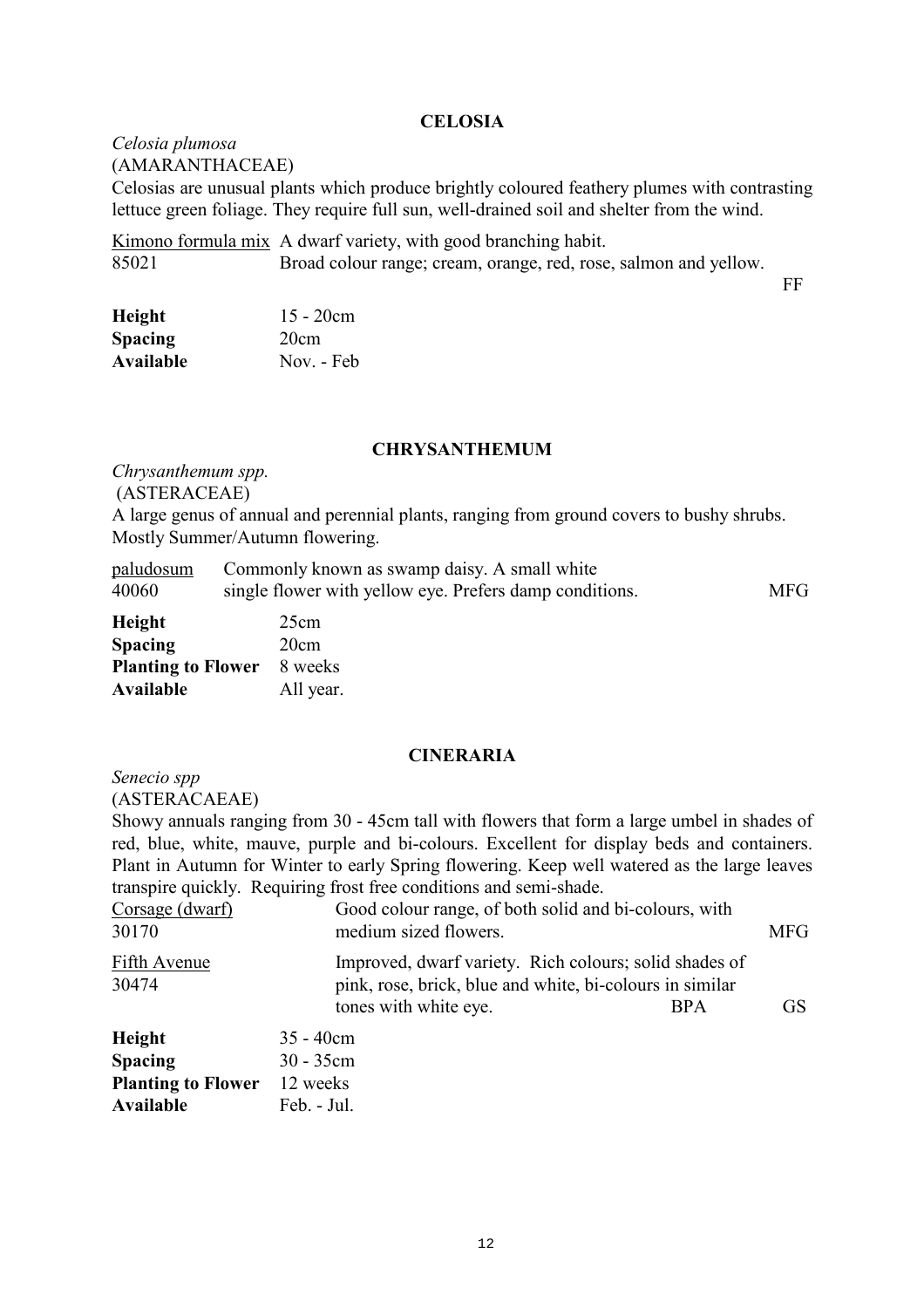## CELOSIA

*Celosia plumosa*
(AMARANTHACEAE)

Celosias are unusual plants which produce brightly coloured feathery plumes with contrasting lettuce green foliage. They require full sun, well-drained soil and shelter from the wind.

Kimono formula mix — A dwarf variety, with good branching habit.
85021 — Broad colour range; cream, orange, red, rose, salmon and yellow. FF

| | |
|---|---|
| **Height** | 15 - 20cm |
| **Spacing** | 20cm |
| **Available** | Nov. - Feb |

## CHRYSANTHEMUM

*Chrysanthemum spp.*
(ASTERACEAE)

A large genus of annual and perennial plants, ranging from ground covers to bushy shrubs. Mostly Summer/Autumn flowering.

paludosum — Commonly known as swamp daisy. A small white
40060 — single flower with yellow eye. Prefers damp conditions. MFG

| | |
|---|---|
| **Height** | 25cm |
| **Spacing** | 20cm |
| **Planting to Flower** | 8 weeks |
| **Available** | All year. |

## CINERARIA

*Senecio spp*
(ASTERACAEAE)

Showy annuals ranging from 30 - 45cm tall with flowers that form a large umbel in shades of red, blue, white, mauve, purple and bi-colours. Excellent for display beds and containers. Plant in Autumn for Winter to early Spring flowering. Keep well watered as the large leaves transpire quickly. Requiring frost free conditions and semi-shade.

Corsage (dwarf) — Good colour range, of both solid and bi-colours, with
30170 — medium sized flowers. MFG

Fifth Avenue — Improved, dwarf variety. Rich colours; solid shades of
30474 — pink, rose, brick, blue and white, bi-colours in similar tones with white eye. BPA GS

| | |
|---|---|
| **Height** | 35 - 40cm |
| **Spacing** | 30 - 35cm |
| **Planting to Flower** | 12 weeks |
| **Available** | Feb. - Jul. |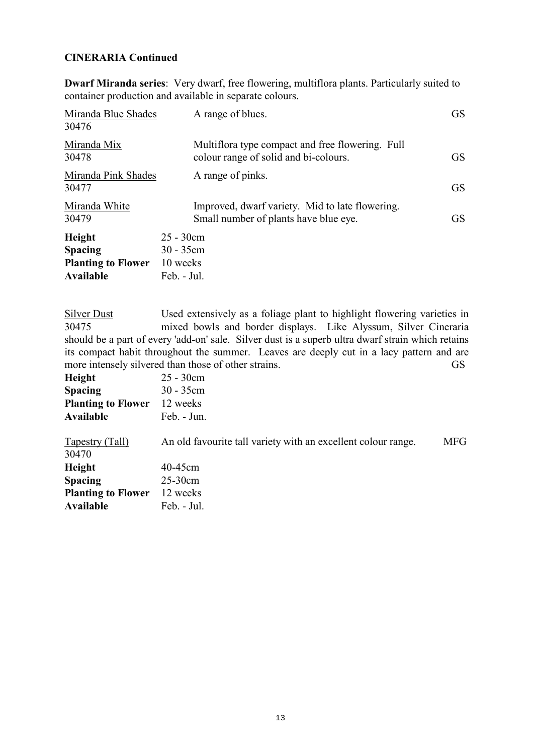**CINERARIA Continued**

**Dwarf Miranda series**: Very dwarf, free flowering, multiflora plants. Particularly suited to container production and available in separate colours.

| | | |
|---|---|---|
| Miranda Blue Shades<br>30476 | A range of blues. | GS |
| Miranda Mix<br>30478 | Multiflora type compact and free flowering. Full colour range of solid and bi-colours. | GS |
| Miranda Pink Shades<br>30477 | A range of pinks. | GS |
| Miranda White<br>30479 | Improved, dwarf variety. Mid to late flowering. Small number of plants have blue eye. | GS |

**Height** 25 - 30cm
**Spacing** 30 - 35cm
**Planting to Flower** 10 weeks
**Available** Feb. - Jul.

Silver Dust
30475

Used extensively as a foliage plant to highlight flowering varieties in mixed bowls and border displays. Like Alyssum, Silver Cineraria should be a part of every 'add-on' sale. Silver dust is a superb ultra dwarf strain which retains its compact habit throughout the summer. Leaves are deeply cut in a lacy pattern and are more intensely silvered than those of other strains. GS

**Height** 25 - 30cm
**Spacing** 30 - 35cm
**Planting to Flower** 12 weeks
**Available** Feb. - Jun.

Tapestry (Tall)
30470

An old favourite tall variety with an excellent colour range. MFG

**Height** 40-45cm
**Spacing** 25-30cm
**Planting to Flower** 12 weeks
**Available** Feb. - Jul.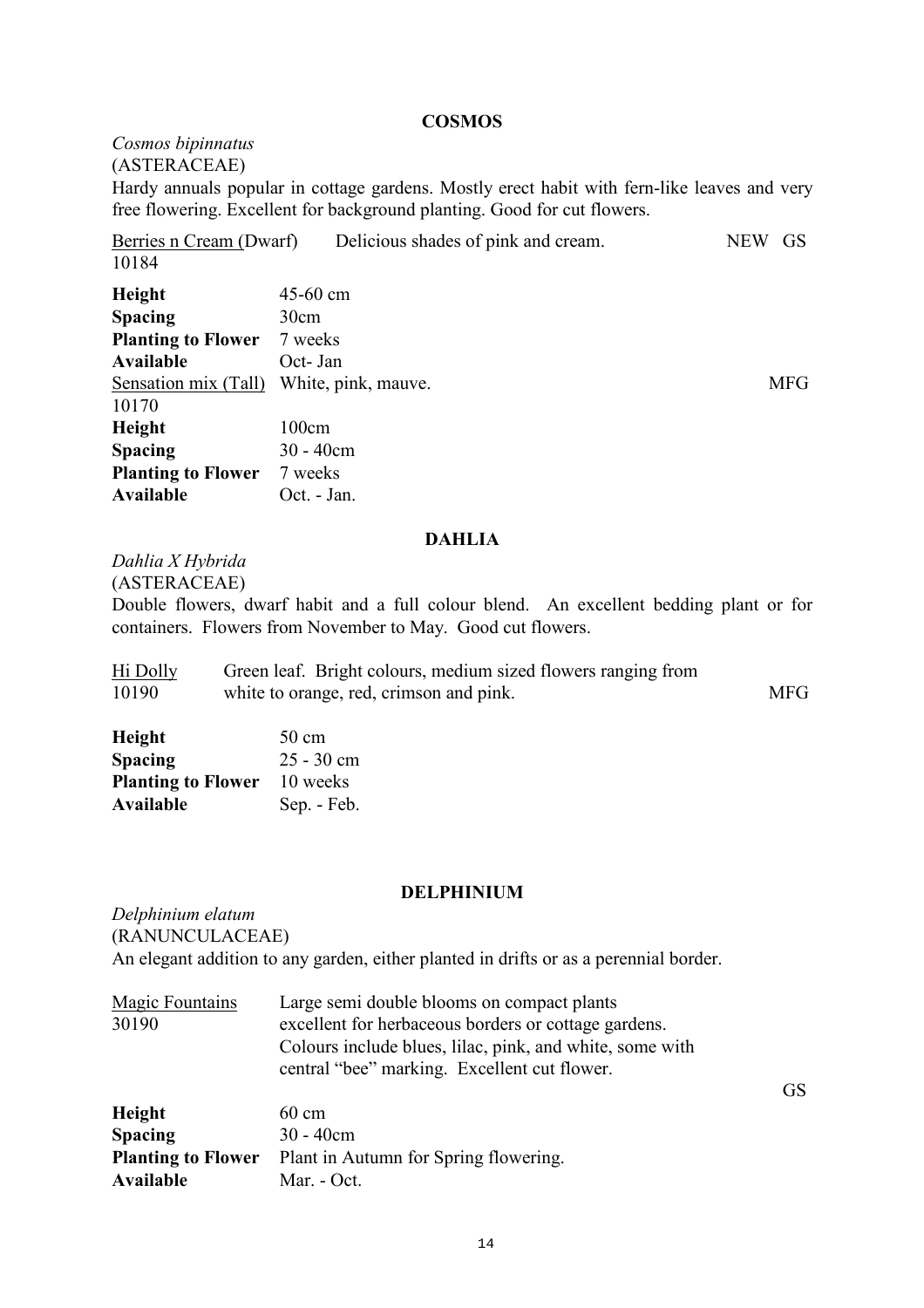## COSMOS

*Cosmos bipinnatus*
(ASTERACEAE)
Hardy annuals popular in cottage gardens. Mostly erect habit with fern-like leaves and very free flowering. Excellent for background planting. Good for cut flowers.

Berries n Cream (Dwarf) 10184 — Delicious shades of pink and cream. NEW GS

| | |
|---|---|
| **Height** | 45-60 cm |
| **Spacing** | 30cm |
| **Planting to Flower** | 7 weeks |
| **Available** | Oct- Jan |

Sensation mix (Tall) 10170 — White, pink, mauve. MFG

| | |
|---|---|
| **Height** | 100cm |
| **Spacing** | 30 - 40cm |
| **Planting to Flower** | 7 weeks |
| **Available** | Oct. - Jan. |

## DAHLIA

*Dahlia X Hybrida*
(ASTERACEAE)
Double flowers, dwarf habit and a full colour blend. An excellent bedding plant or for containers. Flowers from November to May. Good cut flowers.

Hi Dolly 10190 — Green leaf. Bright colours, medium sized flowers ranging from white to orange, red, crimson and pink. MFG

| | |
|---|---|
| **Height** | 50 cm |
| **Spacing** | 25 - 30 cm |
| **Planting to Flower** | 10 weeks |
| **Available** | Sep. - Feb. |

## DELPHINIUM

*Delphinium elatum*
(RANUNCULACEAE)
An elegant addition to any garden, either planted in drifts or as a perennial border.

Magic Fountains 30190 — Large semi double blooms on compact plants excellent for herbaceous borders or cottage gardens. Colours include blues, lilac, pink, and white, some with central "bee" marking. Excellent cut flower. GS

| | |
|---|---|
| **Height** | 60 cm |
| **Spacing** | 30 - 40cm |
| **Planting to Flower** | Plant in Autumn for Spring flowering. |
| **Available** | Mar. - Oct. |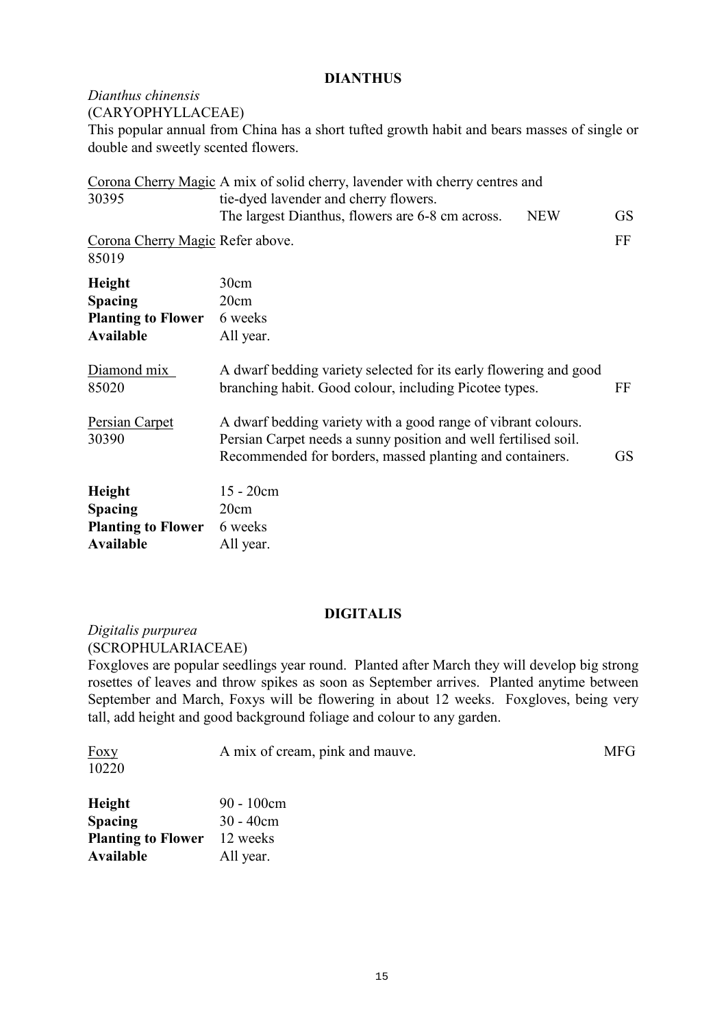## DIANTHUS

*Dianthus chinensis*
(CARYOPHYLLACEAE)

This popular annual from China has a short tufted growth habit and bears masses of single or double and sweetly scented flowers.

| | | | |
|---|---|---|---|
| Corona Cherry Magic 30395 | A mix of solid cherry, lavender with cherry centres and tie-dyed lavender and cherry flowers. The largest Dianthus, flowers are 6-8 cm across. | NEW | GS |
| Corona Cherry Magic 85019 | Refer above. | | FF |

| | |
|---|---|
| **Height** | 30cm |
| **Spacing** | 20cm |
| **Planting to Flower** | 6 weeks |
| **Available** | All year. |

| | | |
|---|---|---|
| Diamond mix 85020 | A dwarf bedding variety selected for its early flowering and good branching habit. Good colour, including Picotee types. | FF |
| Persian Carpet 30390 | A dwarf bedding variety with a good range of vibrant colours. Persian Carpet needs a sunny position and well fertilised soil. Recommended for borders, massed planting and containers. | GS |

| | |
|---|---|
| **Height** | 15 - 20cm |
| **Spacing** | 20cm |
| **Planting to Flower** | 6 weeks |
| **Available** | All year. |

## DIGITALIS

*Digitalis purpurea*
(SCROPHULARIACEAE)

Foxgloves are popular seedlings year round. Planted after March they will develop big strong rosettes of leaves and throw spikes as soon as September arrives. Planted anytime between September and March, Foxys will be flowering in about 12 weeks. Foxgloves, being very tall, add height and good background foliage and colour to any garden.

| | | |
|---|---|---|
| Foxy 10220 | A mix of cream, pink and mauve. | MFG |

| | |
|---|---|
| **Height** | 90 - 100cm |
| **Spacing** | 30 - 40cm |
| **Planting to Flower** | 12 weeks |
| **Available** | All year. |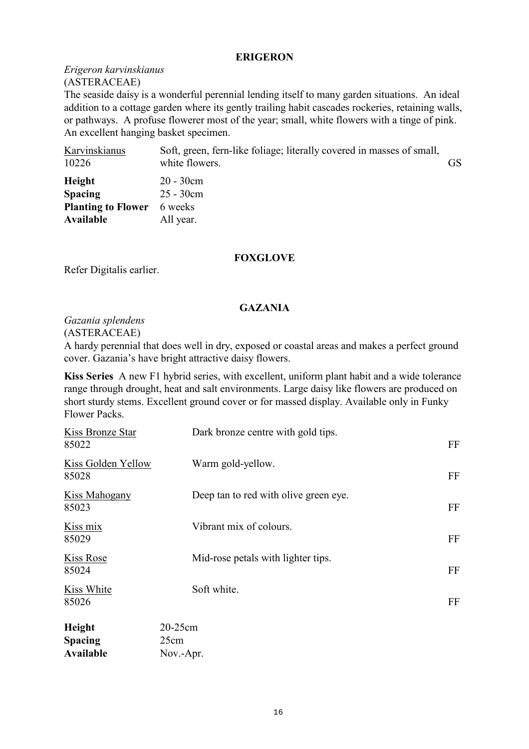## ERIGERON

*Erigeron karvinskianus*
(ASTERACEAE)

The seaside daisy is a wonderful perennial lending itself to many garden situations. An ideal addition to a cottage garden where its gently trailing habit cascades rockeries, retaining walls, or pathways. A profuse flowerer most of the year; small, white flowers with a tinge of pink. An excellent hanging basket specimen.

| | | |
|---|---|---|
| Karvinskianus<br>10226 | Soft, green, fern-like foliage; literally covered in masses of small, white flowers. | GS |

| | |
|---|---|
| **Height** | 20 - 30cm |
| **Spacing** | 25 - 30cm |
| **Planting to Flower** | 6 weeks |
| **Available** | All year. |

## FOXGLOVE

Refer Digitalis earlier.

## GAZANIA

*Gazania splendens*
(ASTERACEAE)

A hardy perennial that does well in dry, exposed or coastal areas and makes a perfect ground cover. Gazania's have bright attractive daisy flowers.

**Kiss Series** A new F1 hybrid series, with excellent, uniform plant habit and a wide tolerance range through drought, heat and salt environments. Large daisy like flowers are produced on short sturdy stems. Excellent ground cover or for massed display. Available only in Funky Flower Packs.

| | | |
|---|---|---|
| Kiss Bronze Star<br>85022 | Dark bronze centre with gold tips. | FF |
| Kiss Golden Yellow<br>85028 | Warm gold-yellow. | FF |
| Kiss Mahogany<br>85023 | Deep tan to red with olive green eye. | FF |
| Kiss mix<br>85029 | Vibrant mix of colours. | FF |
| Kiss Rose<br>85024 | Mid-rose petals with lighter tips. | FF |
| Kiss White<br>85026 | Soft white. | FF |

| | |
|---|---|
| **Height** | 20-25cm |
| **Spacing** | 25cm |
| **Available** | Nov.-Apr. |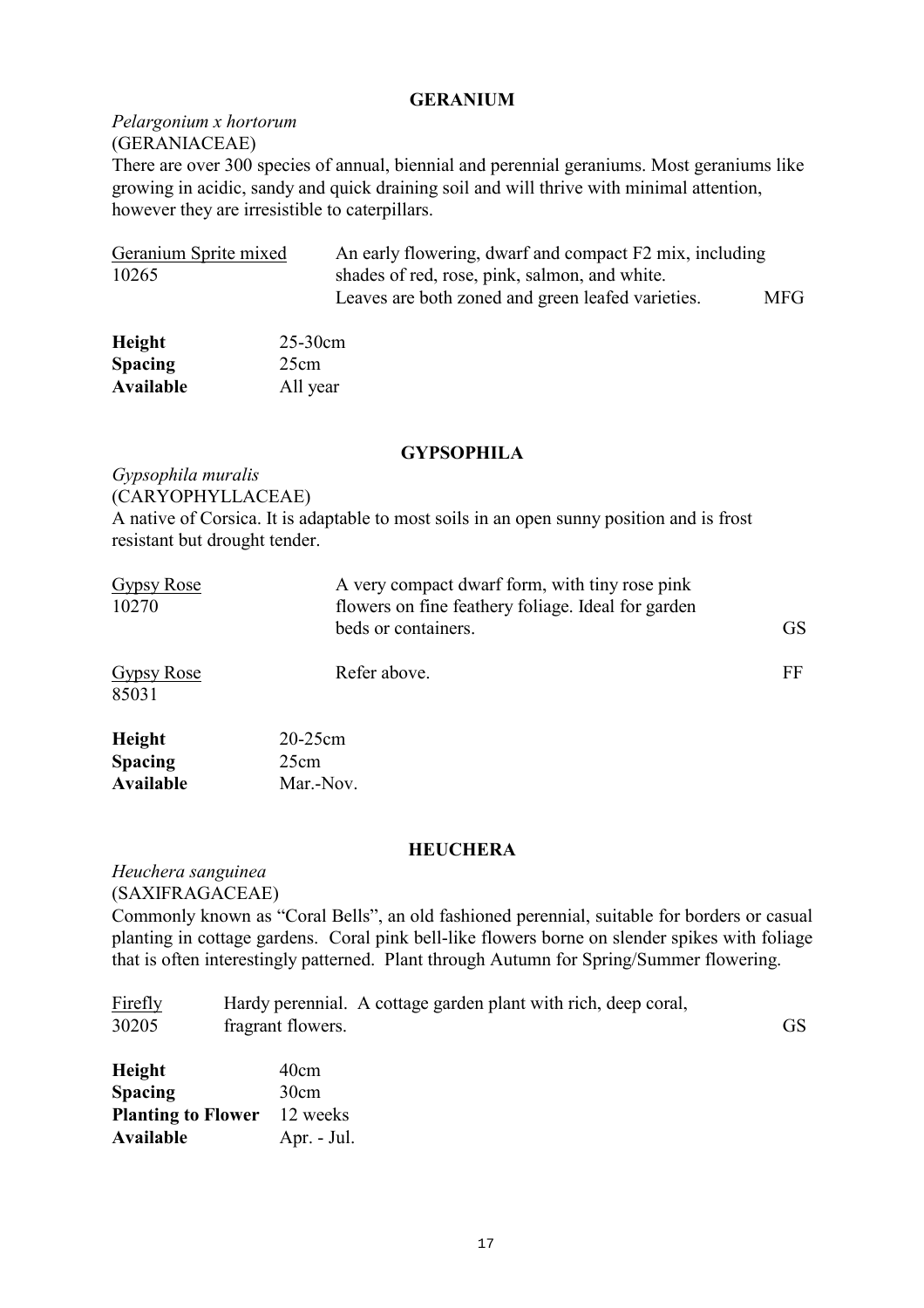## GERANIUM

*Pelargonium x hortorum*
(GERANIACEAE)
There are over 300 species of annual, biennial and perennial geraniums. Most geraniums like growing in acidic, sandy and quick draining soil and will thrive with minimal attention, however they are irresistible to caterpillars.

Geranium Sprite mixed
10265

An early flowering, dwarf and compact F2 mix, including shades of red, rose, pink, salmon, and white. Leaves are both zoned and green leafed varieties. MFG

**Height** 25-30cm
**Spacing** 25cm
**Available** All year

## GYPSOPHILA

*Gypsophila muralis*
(CARYOPHYLLACEAE)
A native of Corsica. It is adaptable to most soils in an open sunny position and is frost resistant but drought tender.

Gypsy Rose
10270

A very compact dwarf form, with tiny rose pink flowers on fine feathery foliage. Ideal for garden beds or containers. GS

Gypsy Rose
85031

Refer above. FF

**Height** 20-25cm
**Spacing** 25cm
**Available** Mar.-Nov.

## HEUCHERA

*Heuchera sanguinea*
(SAXIFRAGACEAE)
Commonly known as "Coral Bells", an old fashioned perennial, suitable for borders or casual planting in cottage gardens. Coral pink bell-like flowers borne on slender spikes with foliage that is often interestingly patterned. Plant through Autumn for Spring/Summer flowering.

Firefly
30205

Hardy perennial. A cottage garden plant with rich, deep coral, fragrant flowers. GS

**Height** 40cm
**Spacing** 30cm
**Planting to Flower** 12 weeks
**Available** Apr. - Jul.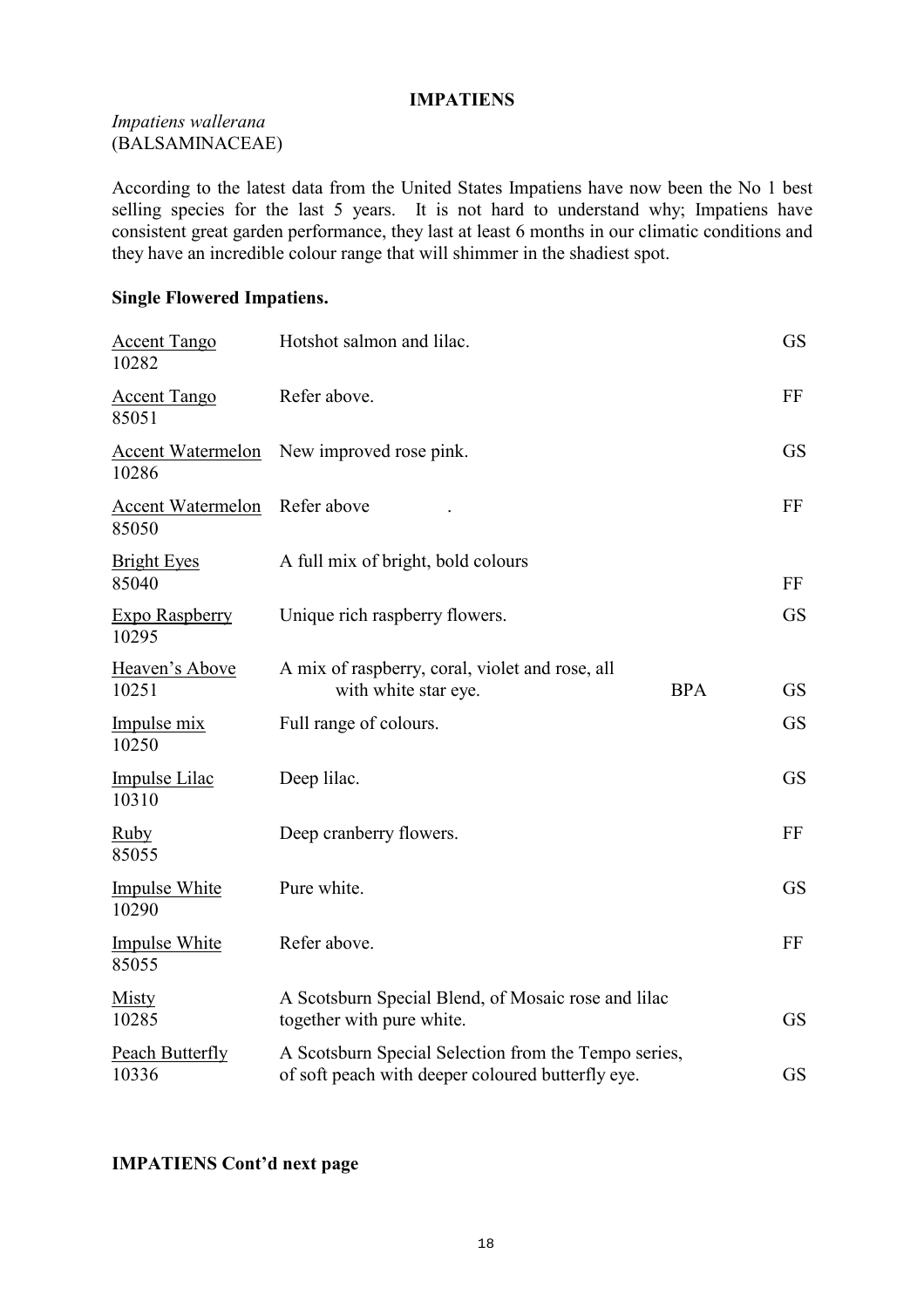**IMPATIENS**

*Impatiens wallerana*
(BALSAMINACEAE)

According to the latest data from the United States Impatiens have now been the No 1 best selling species for the last 5 years. It is not hard to understand why; Impatiens have consistent great garden performance, they last at least 6 months in our climatic conditions and they have an incredible colour range that will shimmer in the shadiest spot.

**Single Flowered Impatiens.**

| | | | |
|---|---|---|---|
| Accent Tango<br>10282 | Hotshot salmon and lilac. | | GS |
| Accent Tango<br>85051 | Refer above. | | FF |
| Accent Watermelon<br>10286 | New improved rose pink. | | GS |
| Accent Watermelon<br>85050 | Refer above . | | FF |
| Bright Eyes<br>85040 | A full mix of bright, bold colours | | FF |
| Expo Raspberry<br>10295 | Unique rich raspberry flowers. | | GS |
| Heaven's Above<br>10251 | A mix of raspberry, coral, violet and rose, all with white star eye. | BPA | GS |
| Impulse mix<br>10250 | Full range of colours. | | GS |
| Impulse Lilac<br>10310 | Deep lilac. | | GS |
| Ruby<br>85055 | Deep cranberry flowers. | | FF |
| Impulse White<br>10290 | Pure white. | | GS |
| Impulse White<br>85055 | Refer above. | | FF |
| Misty<br>10285 | A Scotsburn Special Blend, of Mosaic rose and lilac together with pure white. | | GS |
| Peach Butterfly<br>10336 | A Scotsburn Special Selection from the Tempo series, of soft peach with deeper coloured butterfly eye. | | GS |

**IMPATIENS Cont'd next page**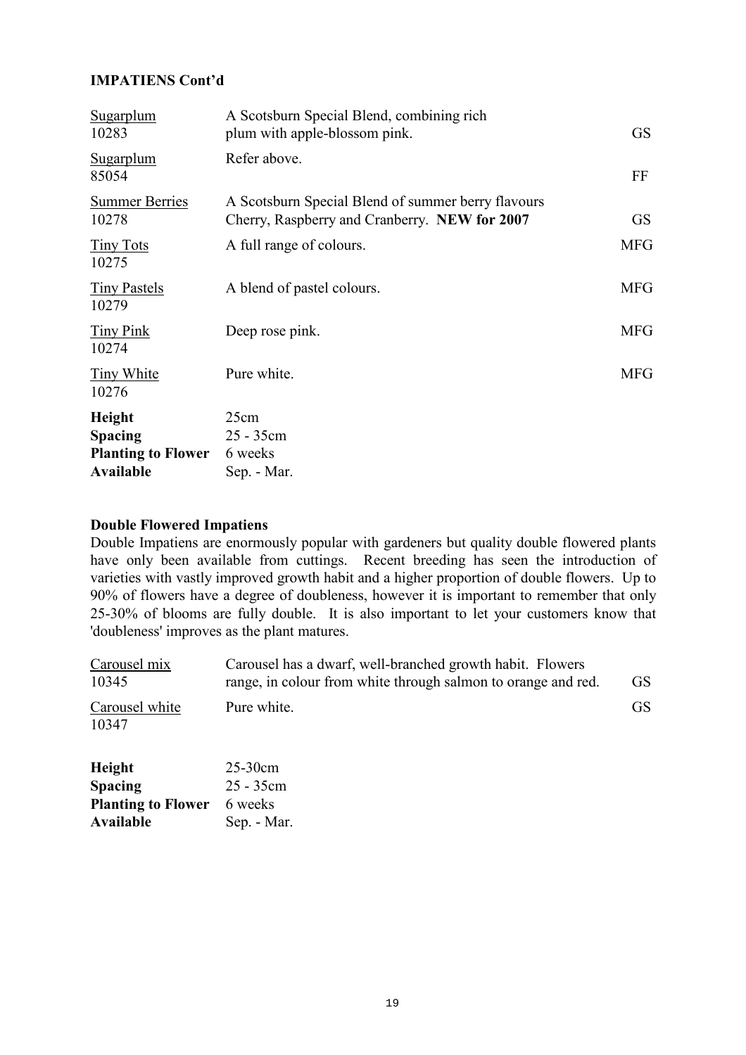**IMPATIENS Cont'd**

| Variety | Description | Code |
|---|---|---|
| Sugarplum<br>10283 | A Scotsburn Special Blend, combining rich plum with apple-blossom pink. | GS |
| Sugarplum<br>85054 | Refer above. | FF |
| Summer Berries<br>10278 | A Scotsburn Special Blend of summer berry flavours Cherry, Raspberry and Cranberry. **NEW for 2007** | GS |
| Tiny Tots<br>10275 | A full range of colours. | MFG |
| Tiny Pastels<br>10279 | A blend of pastel colours. | MFG |
| Tiny Pink<br>10274 | Deep rose pink. | MFG |
| Tiny White<br>10276 | Pure white. | MFG |

**Height** 25cm
**Spacing** 25 - 35cm
**Planting to Flower** 6 weeks
**Available** Sep. - Mar.

**Double Flowered Impatiens**

Double Impatiens are enormously popular with gardeners but quality double flowered plants have only been available from cuttings. Recent breeding has seen the introduction of varieties with vastly improved growth habit and a higher proportion of double flowers. Up to 90% of flowers have a degree of doubleness, however it is important to remember that only 25-30% of blooms are fully double. It is also important to let your customers know that 'doubleness' improves as the plant matures.

| Variety | Description | Code |
|---|---|---|
| Carousel mix<br>10345 | Carousel has a dwarf, well-branched growth habit. Flowers range, in colour from white through salmon to orange and red. | GS |
| Carousel white<br>10347 | Pure white. | GS |

**Height** 25-30cm
**Spacing** 25 - 35cm
**Planting to Flower** 6 weeks
**Available** Sep. - Mar.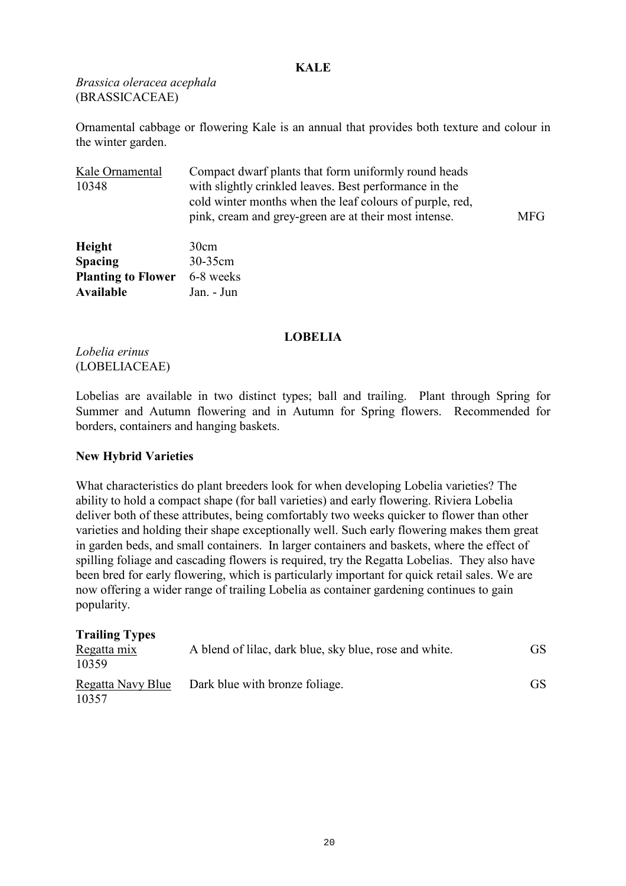## KALE

*Brassica oleracea acephala*
(BRASSICACEAE)

Ornamental cabbage or flowering Kale is an annual that provides both texture and colour in the winter garden.

| | | |
|---|---|---|
| Kale Ornamental<br>10348 | Compact dwarf plants that form uniformly round heads with slightly crinkled leaves. Best performance in the cold winter months when the leaf colours of purple, red, pink, cream and grey-green are at their most intense. | MFG |

**Height** 30cm
**Spacing** 30-35cm
**Planting to Flower** 6-8 weeks
**Available** Jan. - Jun

## LOBELIA

*Lobelia erinus*
(LOBELIACEAE)

Lobelias are available in two distinct types; ball and trailing. Plant through Spring for Summer and Autumn flowering and in Autumn for Spring flowers. Recommended for borders, containers and hanging baskets.

### New Hybrid Varieties

What characteristics do plant breeders look for when developing Lobelia varieties? The ability to hold a compact shape (for ball varieties) and early flowering. Riviera Lobelia deliver both of these attributes, being comfortably two weeks quicker to flower than other varieties and holding their shape exceptionally well. Such early flowering makes them great in garden beds, and small containers. In larger containers and baskets, where the effect of spilling foliage and cascading flowers is required, try the Regatta Lobelias. They also have been bred for early flowering, which is particularly important for quick retail sales. We are now offering a wider range of trailing Lobelia as container gardening continues to gain popularity.

**Trailing Types**

| | | |
|---|---|---|
| Regatta mix<br>10359 | A blend of lilac, dark blue, sky blue, rose and white. | GS |
| Regatta Navy Blue<br>10357 | Dark blue with bronze foliage. | GS |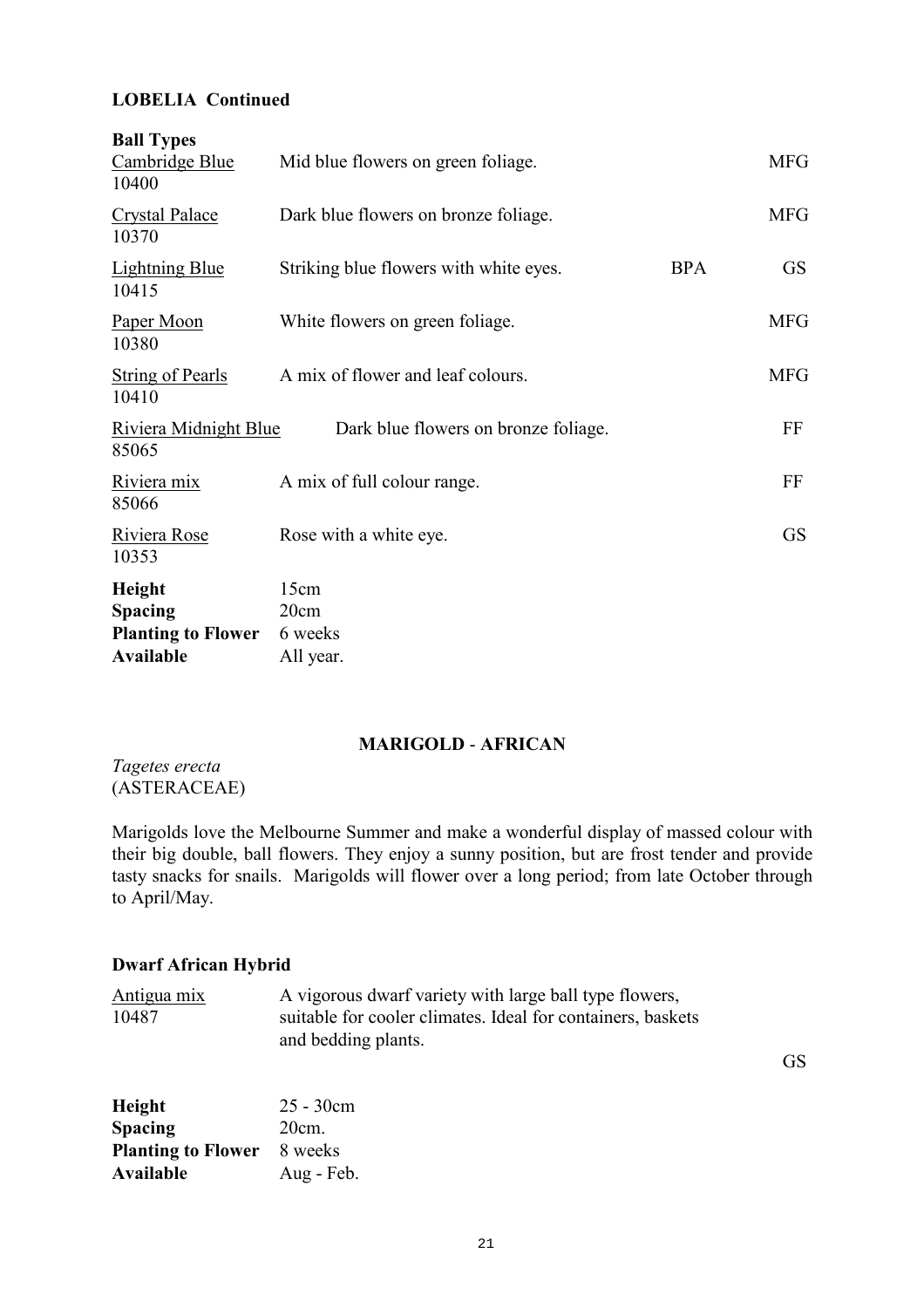### LOBELIA Continued

**Ball Types**

| Variety | Description | | |
|---|---|---|---|
| Cambridge Blue<br>10400 | Mid blue flowers on green foliage. | | MFG |
| Crystal Palace<br>10370 | Dark blue flowers on bronze foliage. | | MFG |
| Lightning Blue<br>10415 | Striking blue flowers with white eyes. | BPA | GS |
| Paper Moon<br>10380 | White flowers on green foliage. | | MFG |
| String of Pearls<br>10410 | A mix of flower and leaf colours. | | MFG |
| Riviera Midnight Blue<br>85065 | Dark blue flowers on bronze foliage. | | FF |
| Riviera mix<br>85066 | A mix of full colour range. | | FF |
| Riviera Rose<br>10353 | Rose with a white eye. | | GS |

**Height** 15cm
**Spacing** 20cm
**Planting to Flower** 6 weeks
**Available** All year.

## MARIGOLD - AFRICAN

*Tagetes erecta*
(ASTERACEAE)

Marigolds love the Melbourne Summer and make a wonderful display of massed colour with their big double, ball flowers. They enjoy a sunny position, but are frost tender and provide tasty snacks for snails. Marigolds will flower over a long period; from late October through to April/May.

### Dwarf African Hybrid

| Variety | Description | |
|---|---|---|
| Antigua mix<br>10487 | A vigorous dwarf variety with large ball type flowers, suitable for cooler climates. Ideal for containers, baskets and bedding plants. | GS |

**Height** 25 - 30cm
**Spacing** 20cm.
**Planting to Flower** 8 weeks
**Available** Aug - Feb.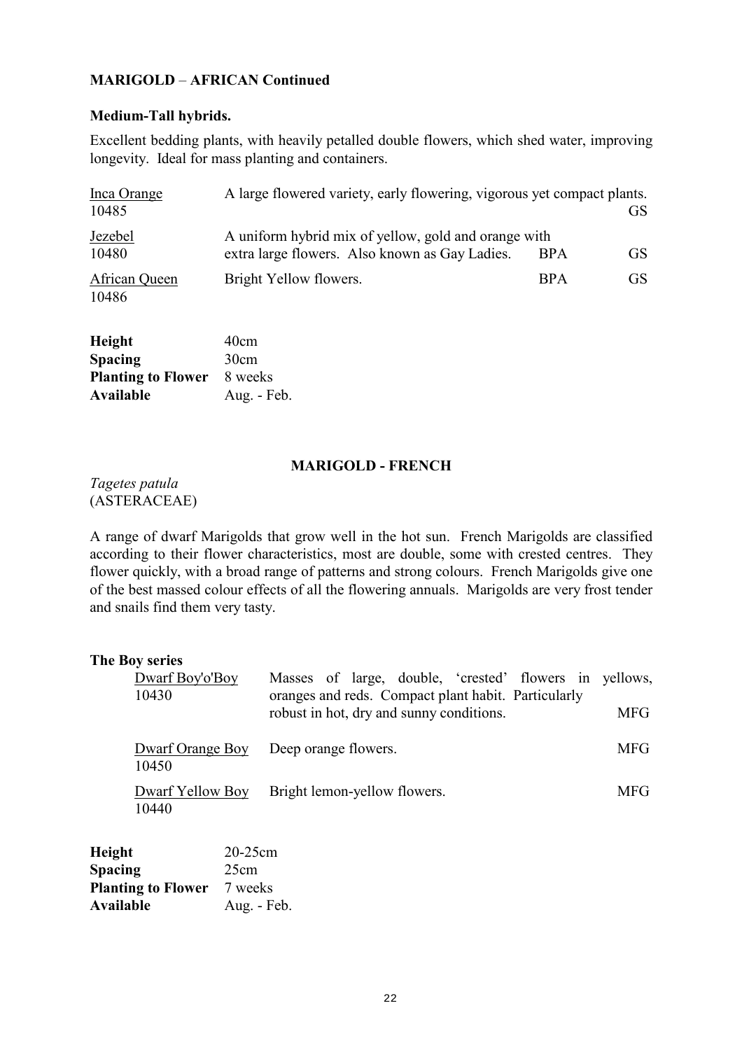## MARIGOLD – AFRICAN Continued

### Medium-Tall hybrids.

Excellent bedding plants, with heavily petalled double flowers, which shed water, improving longevity. Ideal for mass planting and containers.

| Variety | Description | | |
|---|---|---|---|
| Inca Orange<br>10485 | A large flowered variety, early flowering, vigorous yet compact plants. | | GS |
| Jezebel<br>10480 | A uniform hybrid mix of yellow, gold and orange with extra large flowers. Also known as Gay Ladies. | BPA | GS |
| African Queen<br>10486 | Bright Yellow flowers. | BPA | GS |

| | |
|---|---|
| **Height** | 40cm |
| **Spacing** | 30cm |
| **Planting to Flower** | 8 weeks |
| **Available** | Aug. - Feb. |

## MARIGOLD - FRENCH

*Tagetes patula*
(ASTERACEAE)

A range of dwarf Marigolds that grow well in the hot sun. French Marigolds are classified according to their flower characteristics, most are double, some with crested centres. They flower quickly, with a broad range of patterns and strong colours. French Marigolds give one of the best massed colour effects of all the flowering annuals. Marigolds are very frost tender and snails find them very tasty.

### The Boy series

| Variety | Description | |
|---|---|---|
| Dwarf Boy'o'Boy<br>10430 | Masses of large, double, 'crested' flowers in yellows, oranges and reds. Compact plant habit. Particularly robust in hot, dry and sunny conditions. | MFG |
| Dwarf Orange Boy<br>10450 | Deep orange flowers. | MFG |
| Dwarf Yellow Boy<br>10440 | Bright lemon-yellow flowers. | MFG |

| | |
|---|---|
| **Height** | 20-25cm |
| **Spacing** | 25cm |
| **Planting to Flower** | 7 weeks |
| **Available** | Aug. - Feb. |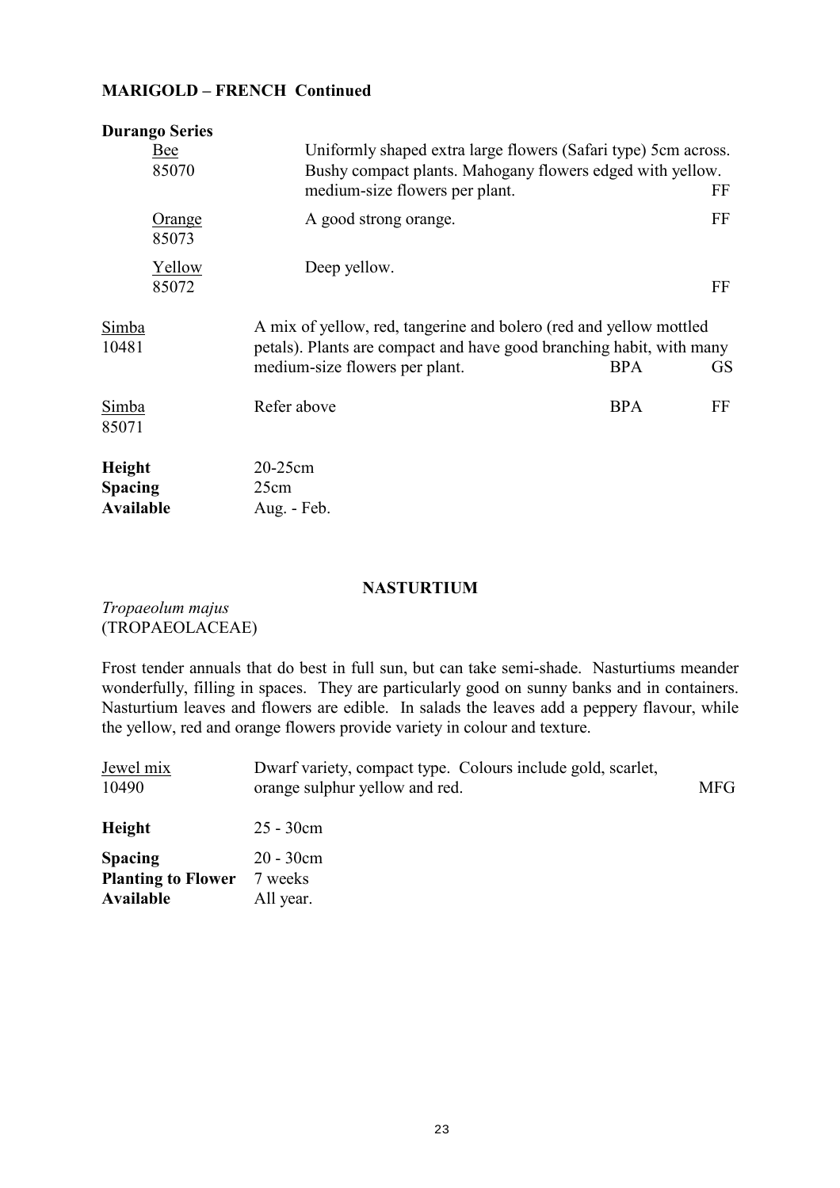**MARIGOLD – FRENCH Continued**

**Durango Series**

| | | | |
|---|---|---|---|
| Bee<br>85070 | Uniformly shaped extra large flowers (Safari type) 5cm across. Bushy compact plants. Mahogany flowers edged with yellow. medium-size flowers per plant. | | FF |
| Orange<br>85073 | A good strong orange. | | FF |
| Yellow<br>85072 | Deep yellow. | | FF |
| Simba<br>10481 | A mix of yellow, red, tangerine and bolero (red and yellow mottled petals). Plants are compact and have good branching habit, with many medium-size flowers per plant. | BPA | GS |
| Simba<br>85071 | Refer above | BPA | FF |

**Height** 20-25cm
**Spacing** 25cm
**Available** Aug. - Feb.

## NASTURTIUM

*Tropaeolum majus*
(TROPAEOLACEAE)

Frost tender annuals that do best in full sun, but can take semi-shade. Nasturtiums meander wonderfully, filling in spaces. They are particularly good on sunny banks and in containers. Nasturtium leaves and flowers are edible. In salads the leaves add a peppery flavour, while the yellow, red and orange flowers provide variety in colour and texture.

| | | |
|---|---|---|
| Jewel mix<br>10490 | Dwarf variety, compact type. Colours include gold, scarlet, orange sulphur yellow and red. | MFG |

**Height** 25 - 30cm

**Spacing** 20 - 30cm
**Planting to Flower** 7 weeks
**Available** All year.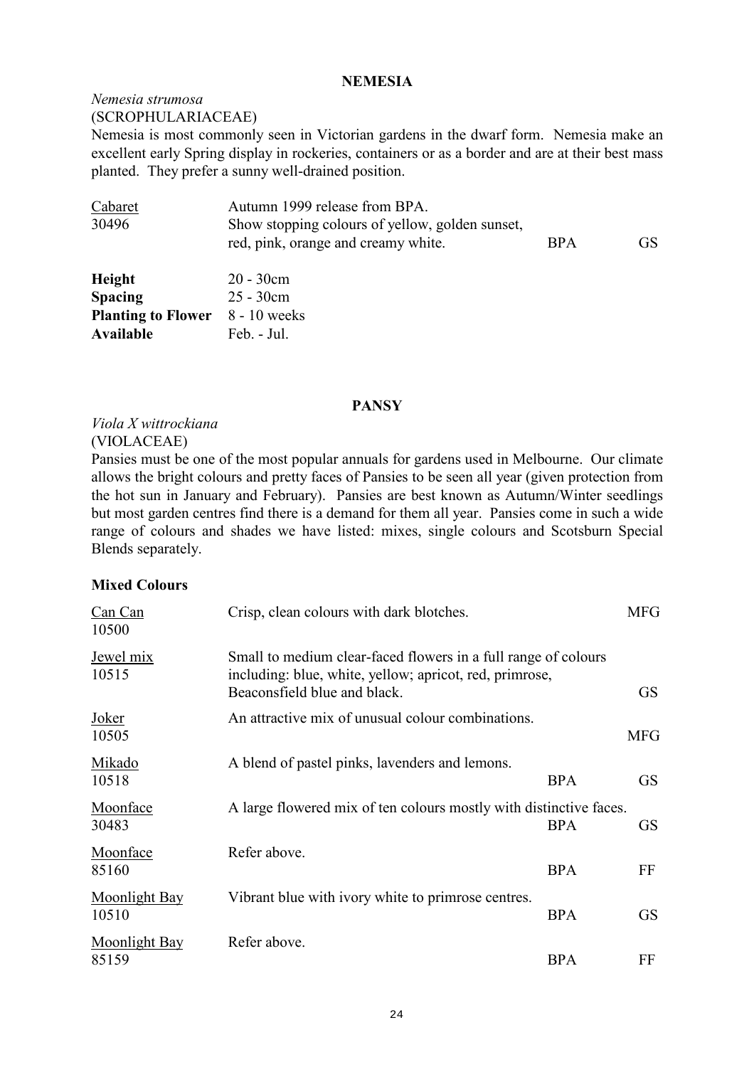## NEMESIA

*Nemesia strumosa*
(SCROPHULARIACEAE)

Nemesia is most commonly seen in Victorian gardens in the dwarf form. Nemesia make an excellent early Spring display in rockeries, containers or as a border and are at their best mass planted. They prefer a sunny well-drained position.

| | | | |
|---|---|---|---|
| Cabaret<br>30496 | Autumn 1999 release from BPA.<br>Show stopping colours of yellow, golden sunset, red, pink, orange and creamy white. | BPA | GS |

| | |
|---|---|
| **Height** | 20 - 30cm |
| **Spacing** | 25 - 30cm |
| **Planting to Flower** | 8 - 10 weeks |
| **Available** | Feb. - Jul. |

## PANSY

*Viola X wittrockiana*
(VIOLACEAE)

Pansies must be one of the most popular annuals for gardens used in Melbourne. Our climate allows the bright colours and pretty faces of Pansies to be seen all year (given protection from the hot sun in January and February). Pansies are best known as Autumn/Winter seedlings but most garden centres find there is a demand for them all year. Pansies come in such a wide range of colours and shades we have listed: mixes, single colours and Scotsburn Special Blends separately.

### Mixed Colours

| | | | |
|---|---|---|---|
| Can Can<br>10500 | Crisp, clean colours with dark blotches. | | MFG |
| Jewel mix<br>10515 | Small to medium clear-faced flowers in a full range of colours including: blue, white, yellow; apricot, red, primrose, Beaconsfield blue and black. | | GS |
| Joker<br>10505 | An attractive mix of unusual colour combinations. | | MFG |
| Mikado<br>10518 | A blend of pastel pinks, lavenders and lemons. | BPA | GS |
| Moonface<br>30483 | A large flowered mix of ten colours mostly with distinctive faces. | BPA | GS |
| Moonface<br>85160 | Refer above. | BPA | FF |
| Moonlight Bay<br>10510 | Vibrant blue with ivory white to primrose centres. | BPA | GS |
| Moonlight Bay<br>85159 | Refer above. | BPA | FF |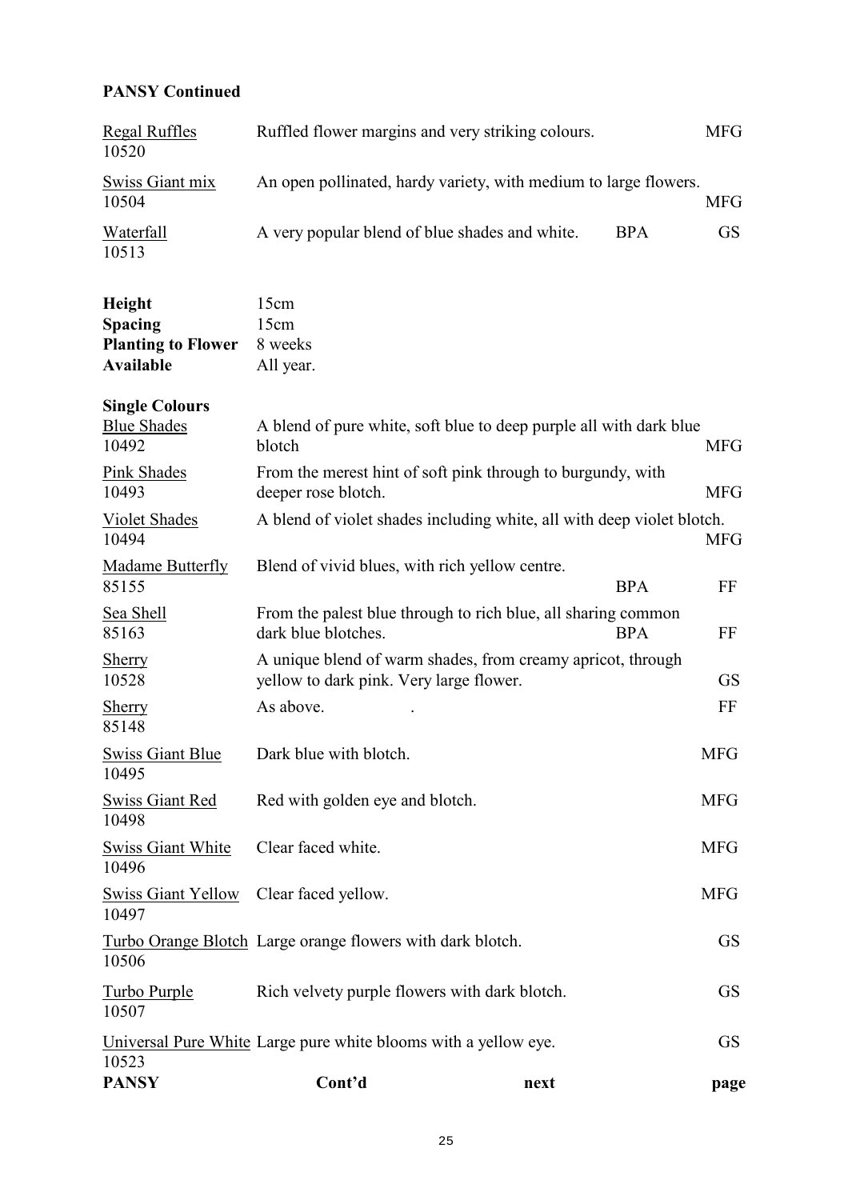**PANSY Continued**

| | | | |
|---|---|---|---|
| Regal Ruffles 10520 | Ruffled flower margins and very striking colours. | | MFG |
| Swiss Giant mix 10504 | An open pollinated, hardy variety, with medium to large flowers. | | MFG |
| Waterfall 10513 | A very popular blend of blue shades and white. | BPA | GS |

**Height** 15cm
**Spacing** 15cm
**Planting to Flower** 8 weeks
**Available** All year.

**Single Colours**

| | | | |
|---|---|---|---|
| Blue Shades 10492 | A blend of pure white, soft blue to deep purple all with dark blue blotch | | MFG |
| Pink Shades 10493 | From the merest hint of soft pink through to burgundy, with deeper rose blotch. | | MFG |
| Violet Shades 10494 | A blend of violet shades including white, all with deep violet blotch. | | MFG |
| Madame Butterfly 85155 | Blend of vivid blues, with rich yellow centre. | BPA | FF |
| Sea Shell 85163 | From the palest blue through to rich blue, all sharing common dark blue blotches. | BPA | FF |
| Sherry 10528 | A unique blend of warm shades, from creamy apricot, through yellow to dark pink. Very large flower. | | GS |
| Sherry 85148 | As above. . | | FF |
| Swiss Giant Blue 10495 | Dark blue with blotch. | | MFG |
| Swiss Giant Red 10498 | Red with golden eye and blotch. | | MFG |
| Swiss Giant White 10496 | Clear faced white. | | MFG |
| Swiss Giant Yellow 10497 | Clear faced yellow. | | MFG |
| Turbo Orange Blotch 10506 | Large orange flowers with dark blotch. | | GS |
| Turbo Purple 10507 | Rich velvety purple flowers with dark blotch. | | GS |
| Universal Pure White 10523 | Large pure white blooms with a yellow eye. | | GS |

**PANSY Cont'd next page**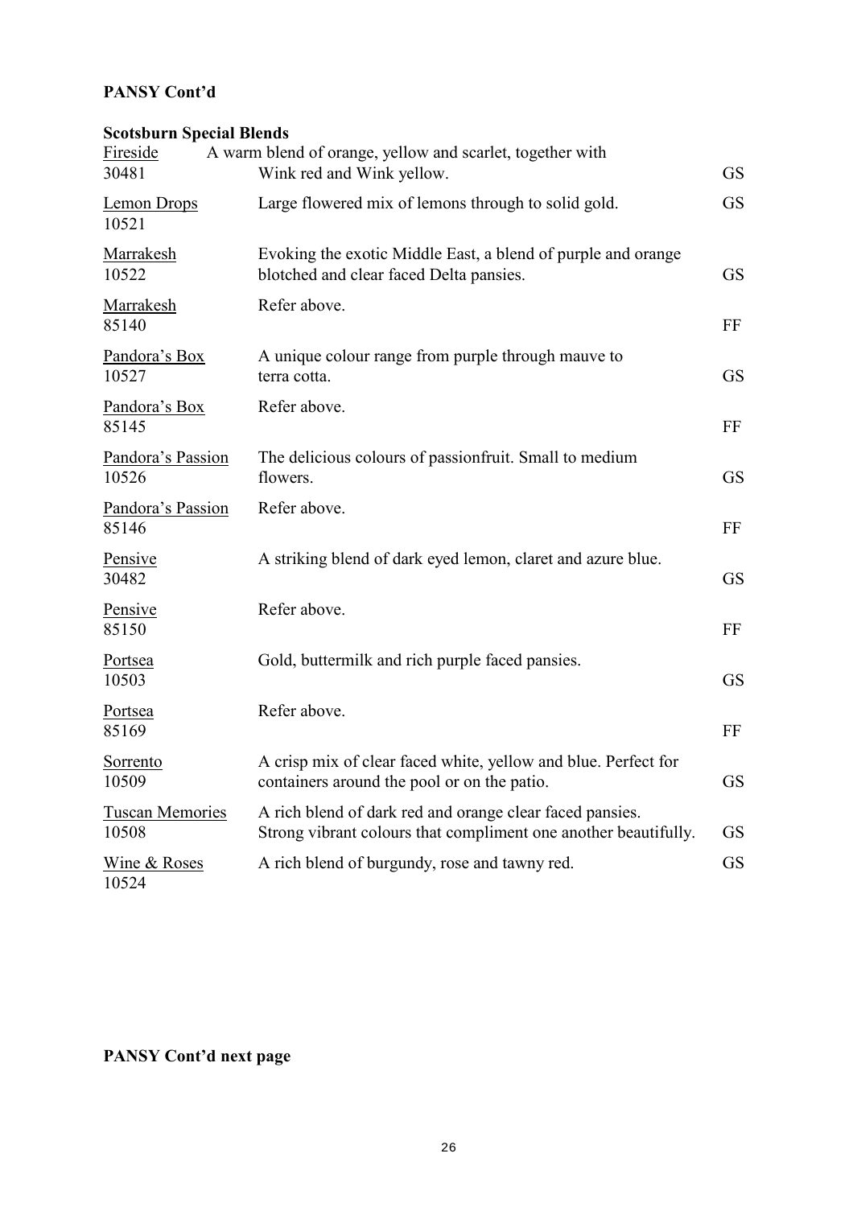**PANSY Cont'd**

**Scotsburn Special Blends**

| Name / Code | Description | |
|---|---|---|
| Fireside<br>30481 | A warm blend of orange, yellow and scarlet, together with Wink red and Wink yellow. | GS |
| Lemon Drops<br>10521 | Large flowered mix of lemons through to solid gold. | GS |
| Marrakesh<br>10522 | Evoking the exotic Middle East, a blend of purple and orange blotched and clear faced Delta pansies. | GS |
| Marrakesh<br>85140 | Refer above. | FF |
| Pandora's Box<br>10527 | A unique colour range from purple through mauve to terra cotta. | GS |
| Pandora's Box<br>85145 | Refer above. | FF |
| Pandora's Passion<br>10526 | The delicious colours of passionfruit. Small to medium flowers. | GS |
| Pandora's Passion<br>85146 | Refer above. | FF |
| Pensive<br>30482 | A striking blend of dark eyed lemon, claret and azure blue. | GS |
| Pensive<br>85150 | Refer above. | FF |
| Portsea<br>10503 | Gold, buttermilk and rich purple faced pansies. | GS |
| Portsea<br>85169 | Refer above. | FF |
| Sorrento<br>10509 | A crisp mix of clear faced white, yellow and blue. Perfect for containers around the pool or on the patio. | GS |
| Tuscan Memories<br>10508 | A rich blend of dark red and orange clear faced pansies. Strong vibrant colours that compliment one another beautifully. | GS |
| Wine & Roses<br>10524 | A rich blend of burgundy, rose and tawny red. | GS |

**PANSY Cont'd next page**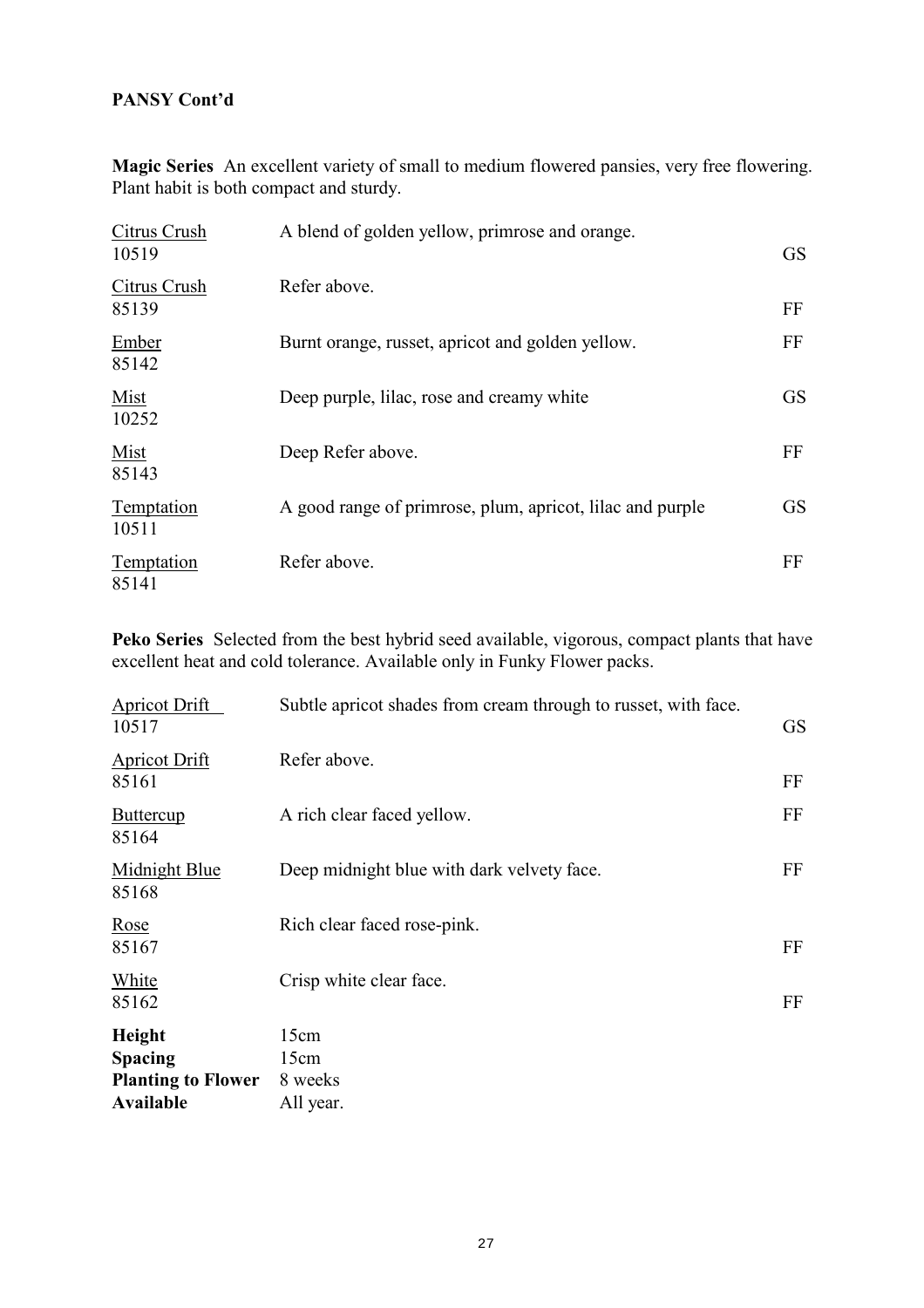**PANSY Cont'd**

**Magic Series** An excellent variety of small to medium flowered pansies, very free flowering. Plant habit is both compact and sturdy.

| Variety | Description | |
|---|---|---|
| Citrus Crush<br>10519 | A blend of golden yellow, primrose and orange. | GS |
| Citrus Crush<br>85139 | Refer above. | FF |
| Ember<br>85142 | Burnt orange, russet, apricot and golden yellow. | FF |
| Mist<br>10252 | Deep purple, lilac, rose and creamy white | GS |
| Mist<br>85143 | Deep Refer above. | FF |
| Temptation<br>10511 | A good range of primrose, plum, apricot, lilac and purple | GS |
| Temptation<br>85141 | Refer above. | FF |

**Peko Series** Selected from the best hybrid seed available, vigorous, compact plants that have excellent heat and cold tolerance. Available only in Funky Flower packs.

| Variety | Description | |
|---|---|---|
| Apricot Drift<br>10517 | Subtle apricot shades from cream through to russet, with face. | GS |
| Apricot Drift<br>85161 | Refer above. | FF |
| Buttercup<br>85164 | A rich clear faced yellow. | FF |
| Midnight Blue<br>85168 | Deep midnight blue with dark velvety face. | FF |
| Rose<br>85167 | Rich clear faced rose-pink. | FF |
| White<br>85162 | Crisp white clear face. | FF |

| | |
|---|---|
| **Height** | 15cm |
| **Spacing** | 15cm |
| **Planting to Flower** | 8 weeks |
| **Available** | All year. |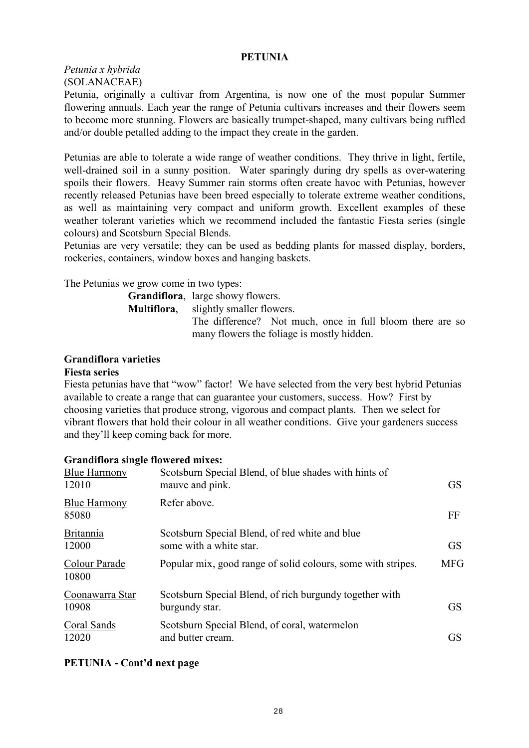# PETUNIA

*Petunia x hybrida*
(SOLANACEAE)

Petunia, originally a cultivar from Argentina, is now one of the most popular Summer flowering annuals. Each year the range of Petunia cultivars increases and their flowers seem to become more stunning. Flowers are basically trumpet-shaped, many cultivars being ruffled and/or double petalled adding to the impact they create in the garden.

Petunias are able to tolerate a wide range of weather conditions. They thrive in light, fertile, well-drained soil in a sunny position. Water sparingly during dry spells as over-watering spoils their flowers. Heavy Summer rain storms often create havoc with Petunias, however recently released Petunias have been breed especially to tolerate extreme weather conditions, as well as maintaining very compact and uniform growth. Excellent examples of these weather tolerant varieties which we recommend included the fantastic Fiesta series (single colours) and Scotsburn Special Blends.

Petunias are very versatile; they can be used as bedding plants for massed display, borders, rockeries, containers, window boxes and hanging baskets.

The Petunias we grow come in two types:

**Grandiflora**, large showy flowers.
**Multiflora**, slightly smaller flowers.
The difference? Not much, once in full bloom there are so many flowers the foliage is mostly hidden.

## Grandiflora varieties

### Fiesta series

Fiesta petunias have that "wow" factor! We have selected from the very best hybrid Petunias available to create a range that can guarantee your customers, success. How? First by choosing varieties that produce strong, vigorous and compact plants. Then we select for vibrant flowers that hold their colour in all weather conditions. Give your gardeners success and they'll keep coming back for more.

### Grandiflora single flowered mixes:

| Variety | Description | |
|---|---|---|
| Blue Harmony 12010 | Scotsburn Special Blend, of blue shades with hints of mauve and pink. | GS |
| Blue Harmony 85080 | Refer above. | FF |
| Britannia 12000 | Scotsburn Special Blend, of red white and blue some with a white star. | GS |
| Colour Parade 10800 | Popular mix, good range of solid colours, some with stripes. | MFG |
| Coonawarra Star 10908 | Scotsburn Special Blend, of rich burgundy together with burgundy star. | GS |
| Coral Sands 12020 | Scotsburn Special Blend, of coral, watermelon and butter cream. | GS |

**PETUNIA - Cont'd next page**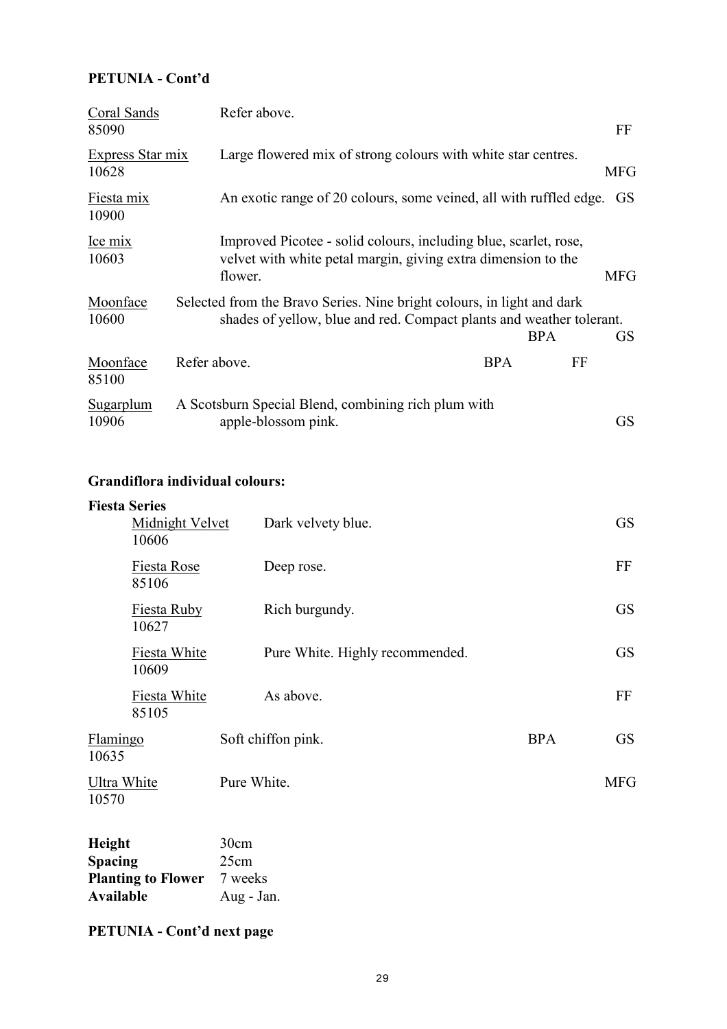**PETUNIA - Cont'd**

| Variety | Description | | Supplier |
|---|---|---|---|
| Coral Sands<br>85090 | Refer above. | | FF |
| Express Star mix<br>10628 | Large flowered mix of strong colours with white star centres. | | MFG |
| Fiesta mix<br>10900 | An exotic range of 20 colours, some veined, all with ruffled edge. | | GS |
| Ice mix<br>10603 | Improved Picotee - solid colours, including blue, scarlet, rose, velvet with white petal margin, giving extra dimension to the flower. | | MFG |
| Moonface<br>10600 | Selected from the Bravo Series. Nine bright colours, in light and dark shades of yellow, blue and red. Compact plants and weather tolerant. | BPA | GS |
| Moonface<br>85100 | Refer above. | BPA | FF |
| Sugarplum<br>10906 | A Scotsburn Special Blend, combining rich plum with apple-blossom pink. | | GS |

**Grandiflora individual colours:**

**Fiesta Series**

| Variety | Description | | Supplier |
|---|---|---|---|
| Midnight Velvet<br>10606 | Dark velvety blue. | | GS |
| Fiesta Rose<br>85106 | Deep rose. | | FF |
| Fiesta Ruby<br>10627 | Rich burgundy. | | GS |
| Fiesta White<br>10609 | Pure White. Highly recommended. | | GS |
| Fiesta White<br>85105 | As above. | | FF |
| Flamingo<br>10635 | Soft chiffon pink. | BPA | GS |
| Ultra White<br>10570 | Pure White. | | MFG |

**Height** 30cm
**Spacing** 25cm
**Planting to Flower** 7 weeks
**Available** Aug - Jan.

**PETUNIA - Cont'd next page**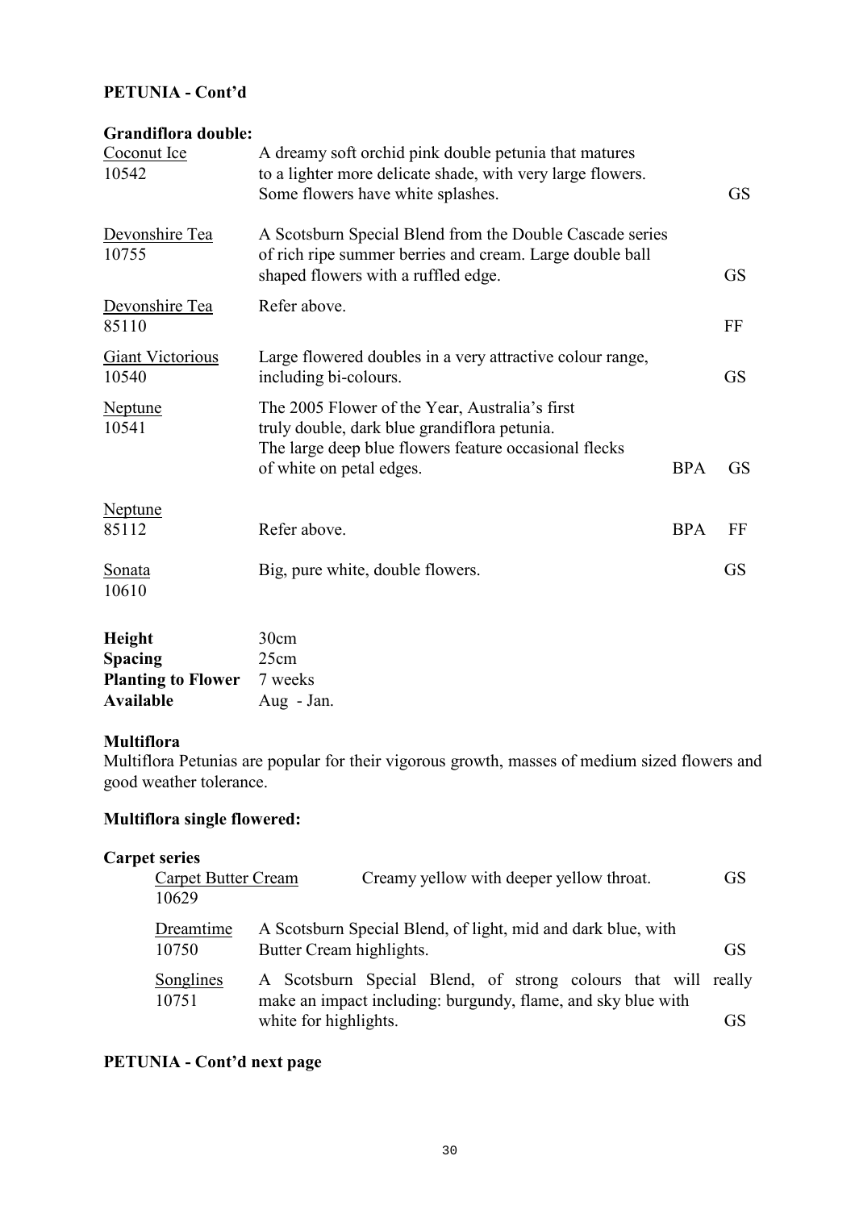**PETUNIA - Cont'd**

**Grandiflora double:**

| Variety | Description | | |
|---|---|---|---|
| Coconut Ice<br>10542 | A dreamy soft orchid pink double petunia that matures to a lighter more delicate shade, with very large flowers. Some flowers have white splashes. | | GS |
| Devonshire Tea<br>10755 | A Scotsburn Special Blend from the Double Cascade series of rich ripe summer berries and cream. Large double ball shaped flowers with a ruffled edge. | | GS |
| Devonshire Tea<br>85110 | Refer above. | | FF |
| Giant Victorious<br>10540 | Large flowered doubles in a very attractive colour range, including bi-colours. | | GS |
| Neptune<br>10541 | The 2005 Flower of the Year, Australia's first truly double, dark blue grandiflora petunia. The large deep blue flowers feature occasional flecks of white on petal edges. | BPA | GS |
| Neptune<br>85112 | Refer above. | BPA | FF |
| Sonata<br>10610 | Big, pure white, double flowers. | | GS |

**Height** 30cm
**Spacing** 25cm
**Planting to Flower** 7 weeks
**Available** Aug - Jan.

**Multiflora**

Multiflora Petunias are popular for their vigorous growth, masses of medium sized flowers and good weather tolerance.

**Multiflora single flowered:**

**Carpet series**

| Variety | Description | |
|---|---|---|
| Carpet Butter Cream<br>10629 | Creamy yellow with deeper yellow throat. | GS |
| Dreamtime<br>10750 | A Scotsburn Special Blend, of light, mid and dark blue, with Butter Cream highlights. | GS |
| Songlines<br>10751 | A Scotsburn Special Blend, of strong colours that will really make an impact including: burgundy, flame, and sky blue with white for highlights. | GS |

**PETUNIA - Cont'd next page**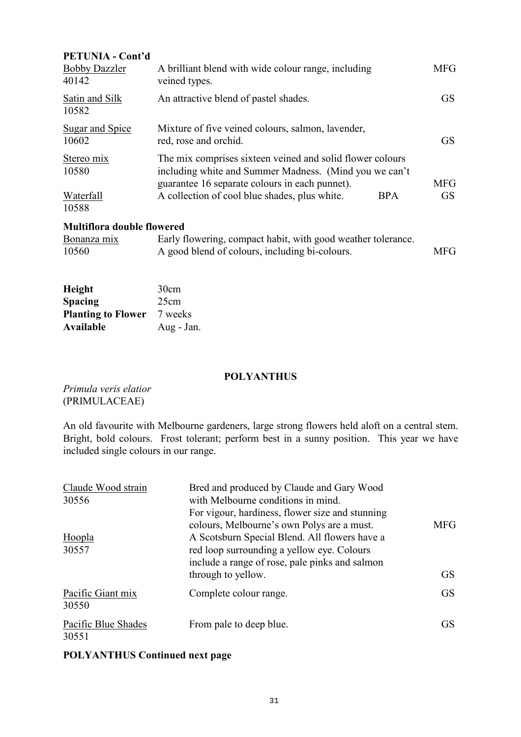**PETUNIA - Cont'd**

| | | |
|---|---|---|
| Bobby Dazzler<br>40142 | A brilliant blend with wide colour range, including veined types. | MFG |
| Satin and Silk<br>10582 | An attractive blend of pastel shades. | GS |
| Sugar and Spice<br>10602 | Mixture of five veined colours, salmon, lavender, red, rose and orchid. | GS |
| Stereo mix<br>10580 | The mix comprises sixteen veined and solid flower colours including white and Summer Madness. (Mind you we can't guarantee 16 separate colours in each punnet). | MFG |
| Waterfall<br>10588 | A collection of cool blue shades, plus white. BPA | GS |

**Multiflora double flowered**

| | | |
|---|---|---|
| Bonanza mix<br>10560 | Early flowering, compact habit, with good weather tolerance. A good blend of colours, including bi-colours. | MFG |

| | |
|---|---|
| **Height** | 30cm |
| **Spacing** | 25cm |
| **Planting to Flower** | 7 weeks |
| **Available** | Aug - Jan. |

## POLYANTHUS

*Primula veris elatior*
(PRIMULACEAE)

An old favourite with Melbourne gardeners, large strong flowers held aloft on a central stem. Bright, bold colours. Frost tolerant; perform best in a sunny position. This year we have included single colours in our range.

| | | |
|---|---|---|
| Claude Wood strain<br>30556 | Bred and produced by Claude and Gary Wood with Melbourne conditions in mind. For vigour, hardiness, flower size and stunning colours, Melbourne's own Polys are a must. | MFG |
| Hoopla<br>30557 | A Scotsburn Special Blend. All flowers have a red loop surrounding a yellow eye. Colours include a range of rose, pale pinks and salmon through to yellow. | GS |
| Pacific Giant mix<br>30550 | Complete colour range. | GS |
| Pacific Blue Shades<br>30551 | From pale to deep blue. | GS |

**POLYANTHUS Continued next page**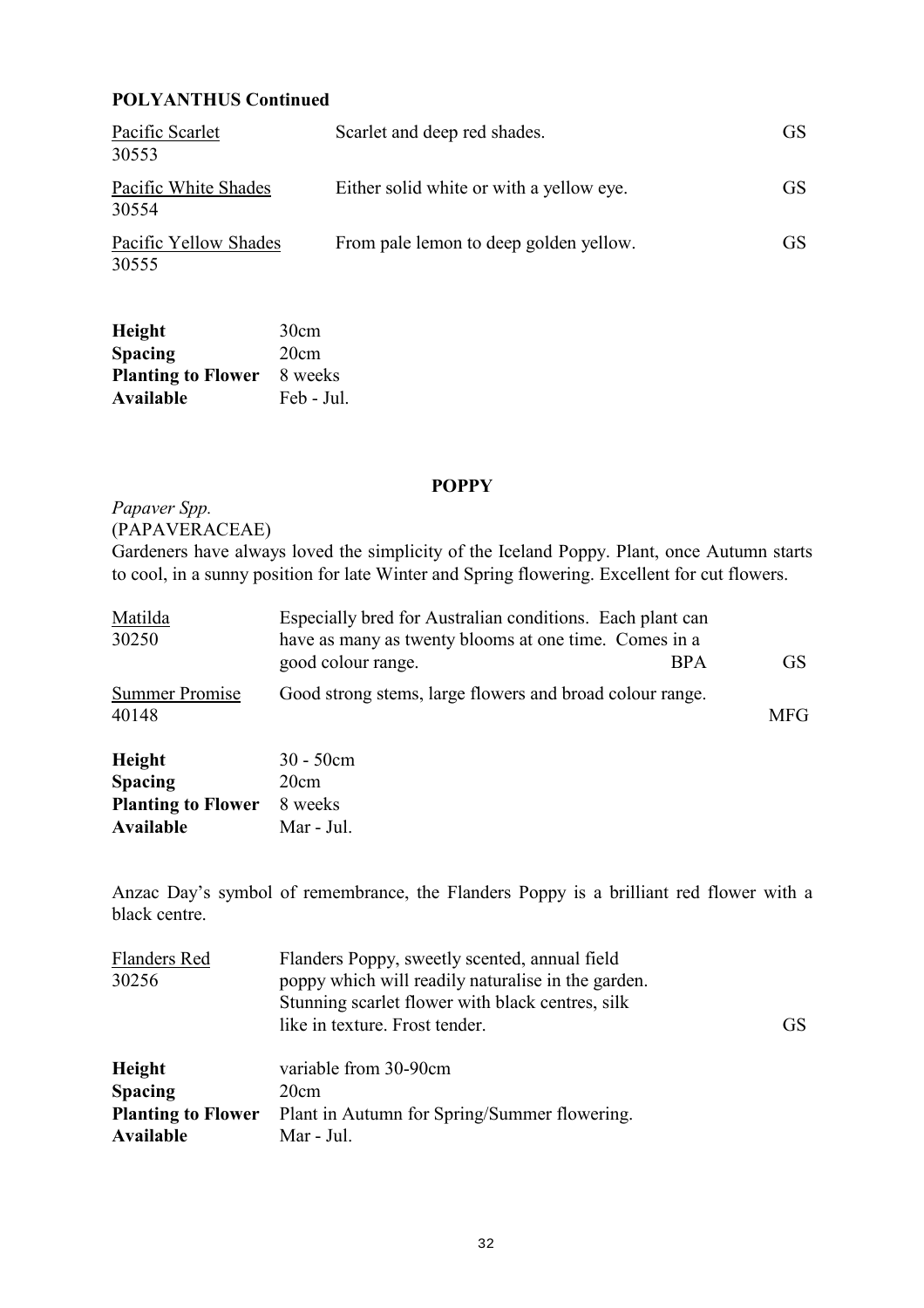## POLYANTHUS Continued

| | | |
|---|---|---|
| Pacific Scarlet<br>30553 | Scarlet and deep red shades. | GS |
| Pacific White Shades<br>30554 | Either solid white or with a yellow eye. | GS |
| Pacific Yellow Shades<br>30555 | From pale lemon to deep golden yellow. | GS |

| | |
|---|---|
| **Height** | 30cm |
| **Spacing** | 20cm |
| **Planting to Flower** | 8 weeks |
| **Available** | Feb - Jul. |

## POPPY

*Papaver Spp.*
(PAPAVERACEAE)
Gardeners have always loved the simplicity of the Iceland Poppy. Plant, once Autumn starts to cool, in a sunny position for late Winter and Spring flowering. Excellent for cut flowers.

| | | | |
|---|---|---|---|
| Matilda<br>30250 | Especially bred for Australian conditions. Each plant can have as many as twenty blooms at one time. Comes in a good colour range. | BPA | GS |
| Summer Promise<br>40148 | Good strong stems, large flowers and broad colour range. | | MFG |

| | |
|---|---|
| **Height** | 30 - 50cm |
| **Spacing** | 20cm |
| **Planting to Flower** | 8 weeks |
| **Available** | Mar - Jul. |

Anzac Day's symbol of remembrance, the Flanders Poppy is a brilliant red flower with a black centre.

| | | |
|---|---|---|
| Flanders Red<br>30256 | Flanders Poppy, sweetly scented, annual field poppy which will readily naturalise in the garden. Stunning scarlet flower with black centres, silk like in texture. Frost tender. | GS |

| | |
|---|---|
| **Height** | variable from 30-90cm |
| **Spacing** | 20cm |
| **Planting to Flower** | Plant in Autumn for Spring/Summer flowering. |
| **Available** | Mar - Jul. |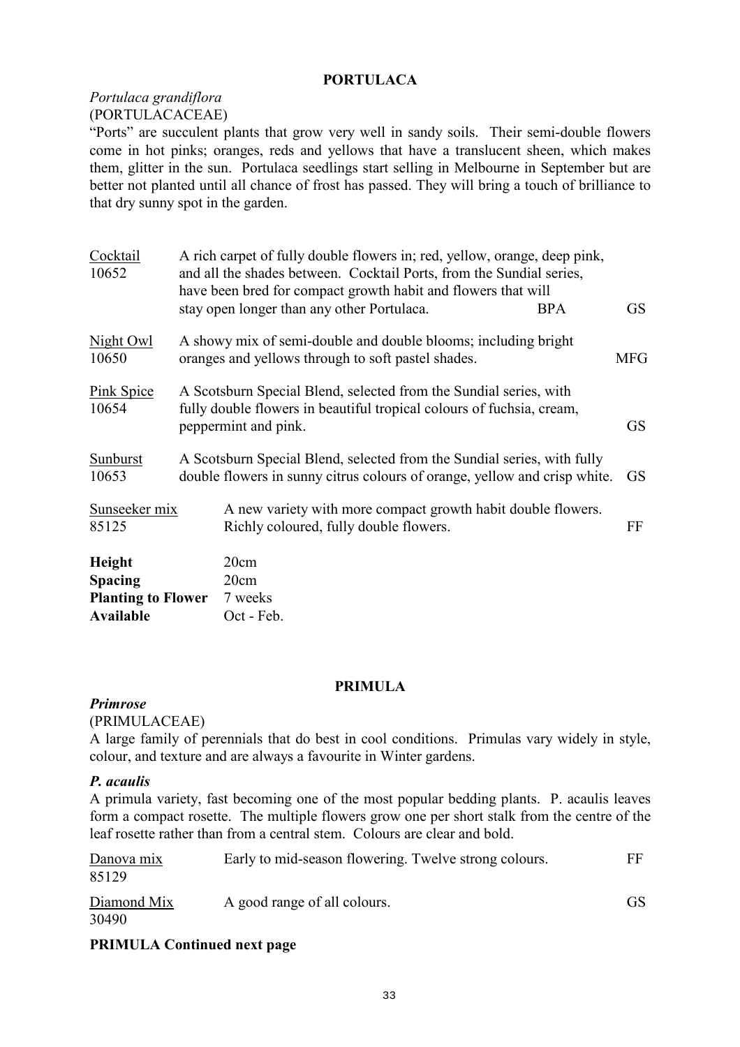## PORTULACA

*Portulaca grandiflora*
(PORTULACACEAE)

"Ports" are succulent plants that grow very well in sandy soils. Their semi-double flowers come in hot pinks; oranges, reds and yellows that have a translucent sheen, which makes them, glitter in the sun. Portulaca seedlings start selling in Melbourne in September but are better not planted until all chance of frost has passed. They will bring a touch of brilliance to that dry sunny spot in the garden.

| Variety | Description | | |
|---|---|---|---|
| Cocktail<br>10652 | A rich carpet of fully double flowers in; red, yellow, orange, deep pink, and all the shades between. Cocktail Ports, from the Sundial series, have been bred for compact growth habit and flowers that will stay open longer than any other Portulaca. | BPA | GS |
| Night Owl<br>10650 | A showy mix of semi-double and double blooms; including bright oranges and yellows through to soft pastel shades. | | MFG |
| Pink Spice<br>10654 | A Scotsburn Special Blend, selected from the Sundial series, with fully double flowers in beautiful tropical colours of fuchsia, cream, peppermint and pink. | | GS |
| Sunburst<br>10653 | A Scotsburn Special Blend, selected from the Sundial series, with fully double flowers in sunny citrus colours of orange, yellow and crisp white. | | GS |
| Sunseeker mix<br>85125 | A new variety with more compact growth habit double flowers. Richly coloured, fully double flowers. | | FF |

**Height** 20cm
**Spacing** 20cm
**Planting to Flower** 7 weeks
**Available** Oct - Feb.

## PRIMULA

***Primrose***
(PRIMULACEAE)

A large family of perennials that do best in cool conditions. Primulas vary widely in style, colour, and texture and are always a favourite in Winter gardens.

### *P. acaulis*

A primula variety, fast becoming one of the most popular bedding plants. P. acaulis leaves form a compact rosette. The multiple flowers grow one per short stalk from the centre of the leaf rosette rather than from a central stem. Colours are clear and bold.

| Variety | Description | |
|---|---|---|
| Danova mix<br>85129 | Early to mid-season flowering. Twelve strong colours. | FF |
| Diamond Mix<br>30490 | A good range of all colours. | GS |

**PRIMULA Continued next page**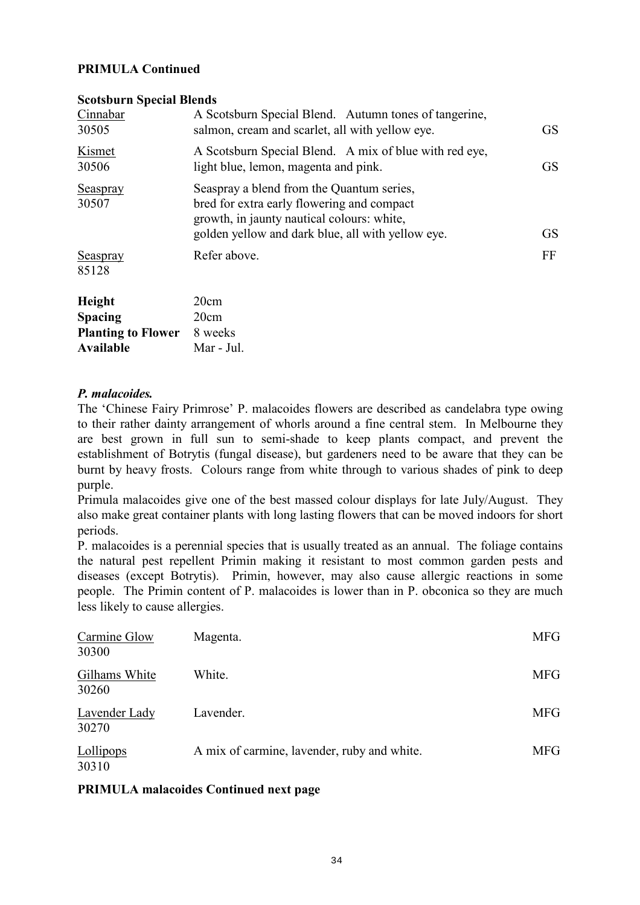**PRIMULA Continued**

**Scotsburn Special Blends**

| | | |
|---|---|---|
| Cinnabar<br>30505 | A Scotsburn Special Blend. Autumn tones of tangerine, salmon, cream and scarlet, all with yellow eye. | GS |
| Kismet<br>30506 | A Scotsburn Special Blend. A mix of blue with red eye, light blue, lemon, magenta and pink. | GS |
| Seaspray<br>30507 | Seaspray a blend from the Quantum series, bred for extra early flowering and compact growth, in jaunty nautical colours: white, golden yellow and dark blue, all with yellow eye. | GS |
| Seaspray<br>85128 | Refer above. | FF |

| | |
|---|---|
| **Height** | 20cm |
| **Spacing** | 20cm |
| **Planting to Flower** | 8 weeks |
| **Available** | Mar - Jul. |

***P. malacoides.***

The 'Chinese Fairy Primrose' P. malacoides flowers are described as candelabra type owing to their rather dainty arrangement of whorls around a fine central stem. In Melbourne they are best grown in full sun to semi-shade to keep plants compact, and prevent the establishment of Botrytis (fungal disease), but gardeners need to be aware that they can be burnt by heavy frosts. Colours range from white through to various shades of pink to deep purple.

Primula malacoides give one of the best massed colour displays for late July/August. They also make great container plants with long lasting flowers that can be moved indoors for short periods.

P. malacoides is a perennial species that is usually treated as an annual. The foliage contains the natural pest repellent Primin making it resistant to most common garden pests and diseases (except Botrytis). Primin, however, may also cause allergic reactions in some people. The Primin content of P. malacoides is lower than in P. obconica so they are much less likely to cause allergies.

| | | |
|---|---|---|
| Carmine Glow<br>30300 | Magenta. | MFG |
| Gilhams White<br>30260 | White. | MFG |
| Lavender Lady<br>30270 | Lavender. | MFG |
| Lollipops<br>30310 | A mix of carmine, lavender, ruby and white. | MFG |

**PRIMULA malacoides Continued next page**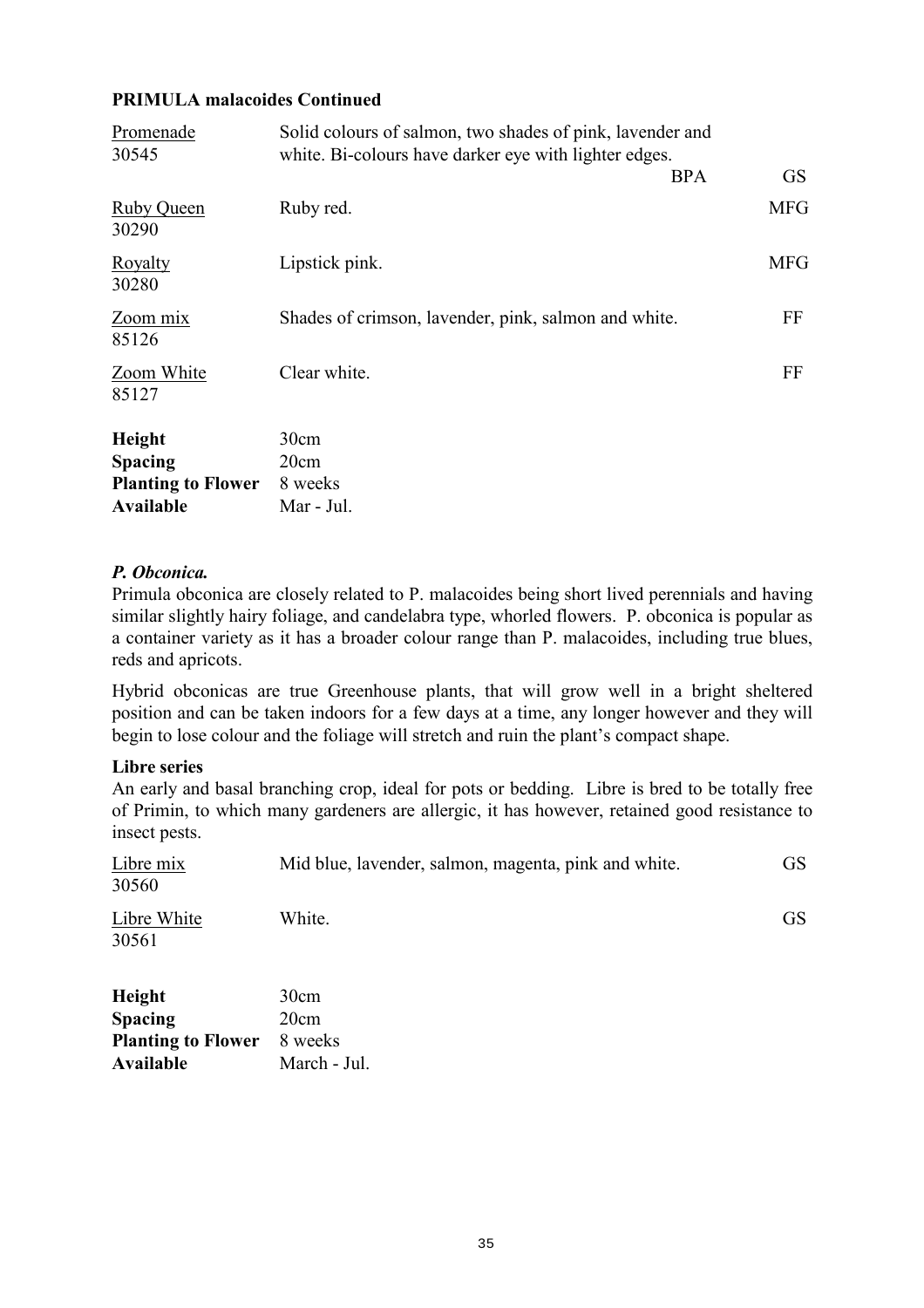**PRIMULA malacoides Continued**

| Variety | Description | | |
|---|---|---|---|
| Promenade<br>30545 | Solid colours of salmon, two shades of pink, lavender and white. Bi-colours have darker eye with lighter edges. | BPA | GS |
| Ruby Queen<br>30290 | Ruby red. | | MFG |
| Royalty<br>30280 | Lipstick pink. | | MFG |
| Zoom mix<br>85126 | Shades of crimson, lavender, pink, salmon and white. | | FF |
| Zoom White<br>85127 | Clear white. | | FF |

**Height** 30cm
**Spacing** 20cm
**Planting to Flower** 8 weeks
**Available** Mar - Jul.

### *P. Obconica.*

Primula obconica are closely related to P. malacoides being short lived perennials and having similar slightly hairy foliage, and candelabra type, whorled flowers. P. obconica is popular as a container variety as it has a broader colour range than P. malacoides, including true blues, reds and apricots.

Hybrid obconicas are true Greenhouse plants, that will grow well in a bright sheltered position and can be taken indoors for a few days at a time, any longer however and they will begin to lose colour and the foliage will stretch and ruin the plant's compact shape.

**Libre series**

An early and basal branching crop, ideal for pots or bedding. Libre is bred to be totally free of Primin, to which many gardeners are allergic, it has however, retained good resistance to insect pests.

| Variety | Description | |
|---|---|---|
| Libre mix<br>30560 | Mid blue, lavender, salmon, magenta, pink and white. | GS |
| Libre White<br>30561 | White. | GS |

**Height** 30cm
**Spacing** 20cm
**Planting to Flower** 8 weeks
**Available** March - Jul.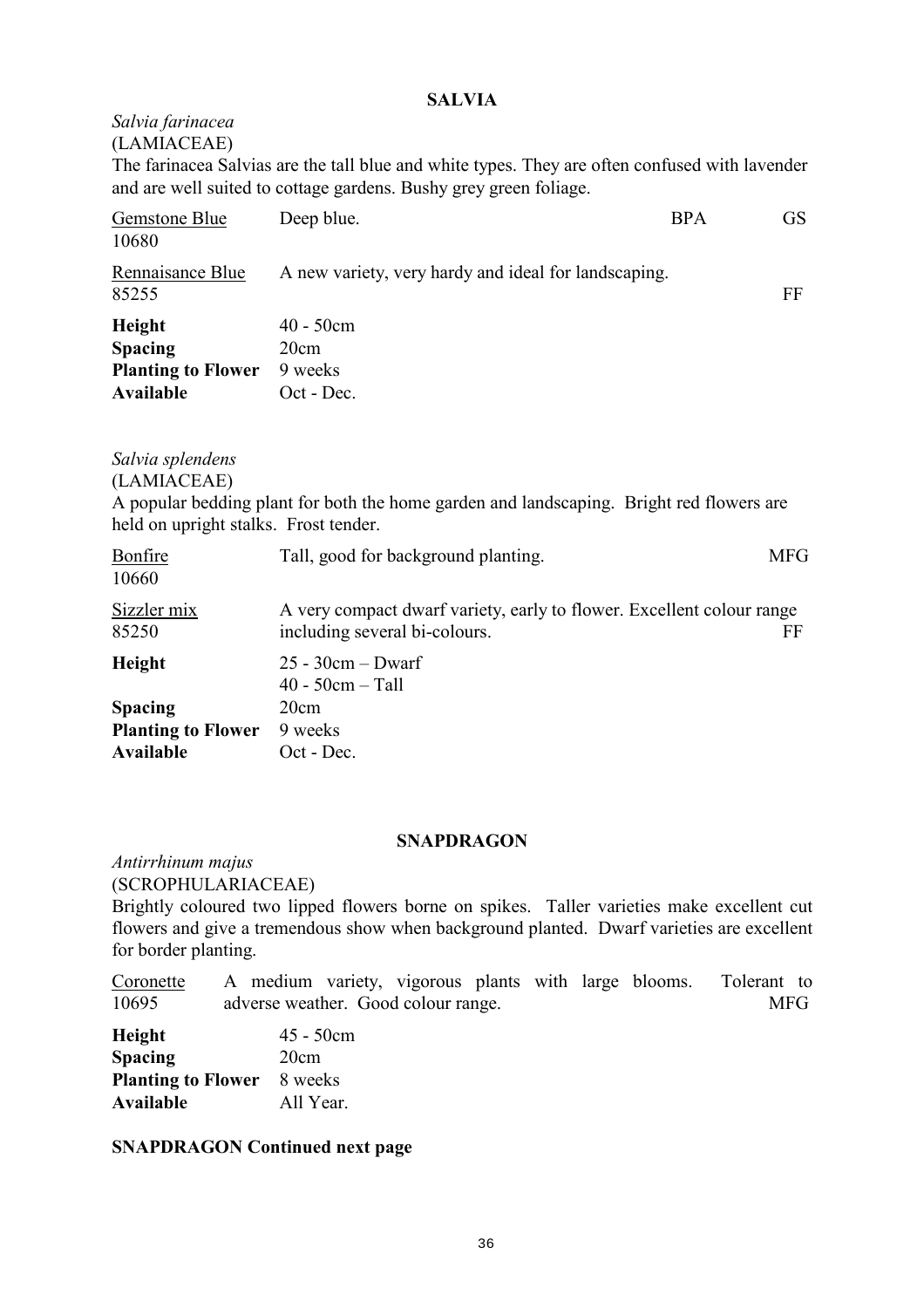## SALVIA

*Salvia farinacea*
(LAMIACEAE)
The farinacea Salvias are the tall blue and white types. They are often confused with lavender and are well suited to cottage gardens. Bushy grey green foliage.

| | | | |
|---|---|---|---|
| Gemstone Blue<br>10680 | Deep blue. | BPA | GS |
| Rennaisance Blue<br>85255 | A new variety, very hardy and ideal for landscaping. | | FF |

**Height** 40 - 50cm
**Spacing** 20cm
**Planting to Flower** 9 weeks
**Available** Oct - Dec.

*Salvia splendens*
(LAMIACEAE)
A popular bedding plant for both the home garden and landscaping. Bright red flowers are held on upright stalks. Frost tender.

| | | |
|---|---|---|
| Bonfire<br>10660 | Tall, good for background planting. | MFG |
| Sizzler mix<br>85250 | A very compact dwarf variety, early to flower. Excellent colour range including several bi-colours. | FF |

**Height** 25 - 30cm – Dwarf
40 - 50cm – Tall
**Spacing** 20cm
**Planting to Flower** 9 weeks
**Available** Oct - Dec.

## SNAPDRAGON

*Antirrhinum majus*
(SCROPHULARIACEAE)
Brightly coloured two lipped flowers borne on spikes. Taller varieties make excellent cut flowers and give a tremendous show when background planted. Dwarf varieties are excellent for border planting.

| | | |
|---|---|---|
| Coronette<br>10695 | A medium variety, vigorous plants with large blooms. Tolerant to adverse weather. Good colour range. | MFG |

**Height** 45 - 50cm
**Spacing** 20cm
**Planting to Flower** 8 weeks
**Available** All Year.

**SNAPDRAGON Continued next page**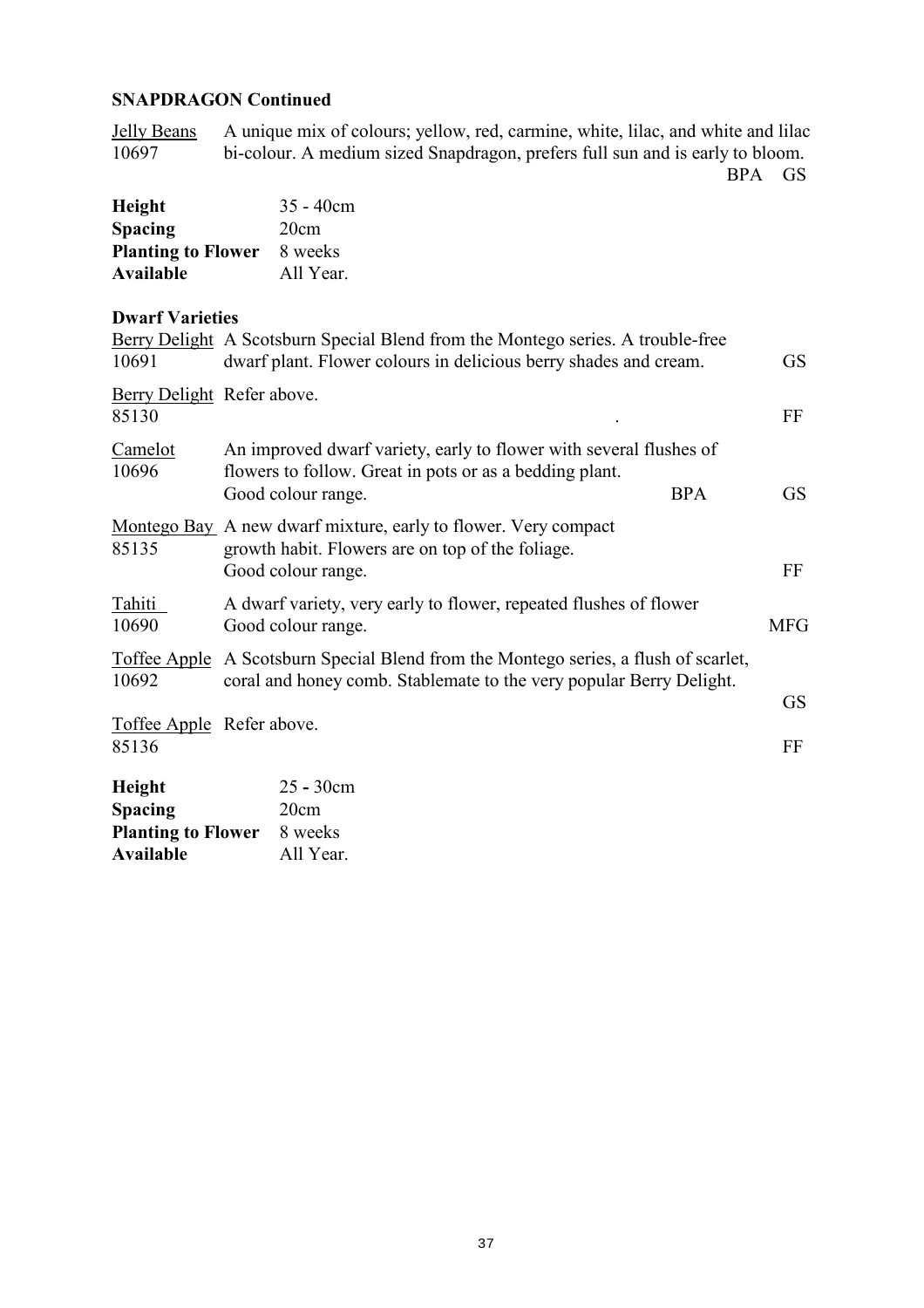**SNAPDRAGON Continued**

<u>Jelly Beans</u>
10697

A unique mix of colours; yellow, red, carmine, white, lilac, and white and lilac bi-colour. A medium sized Snapdragon, prefers full sun and is early to bloom. BPA GS

| | |
|---|---|
| **Height** | 35 - 40cm |
| **Spacing** | 20cm |
| **Planting to Flower** | 8 weeks |
| **Available** | All Year. |

**Dwarf Varieties**

<u>Berry Delight</u>
10691

A Scotsburn Special Blend from the Montego series. A trouble-free dwarf plant. Flower colours in delicious berry shades and cream. GS

<u>Berry Delight</u>
85130

Refer above. . FF

<u>Camelot</u>
10696

An improved dwarf variety, early to flower with several flushes of flowers to follow. Great in pots or as a bedding plant. Good colour range. BPA GS

<u>Montego Bay</u>
85135

A new dwarf mixture, early to flower. Very compact growth habit. Flowers are on top of the foliage. Good colour range. FF

<u>Tahiti</u>
10690

A dwarf variety, very early to flower, repeated flushes of flower Good colour range. MFG

<u>Toffee Apple</u>
10692

A Scotsburn Special Blend from the Montego series, a flush of scarlet, coral and honey comb. Stablemate to the very popular Berry Delight. GS

<u>Toffee Apple</u>
85136

Refer above. FF

| | |
|---|---|
| **Height** | 25 - 30cm |
| **Spacing** | 20cm |
| **Planting to Flower** | 8 weeks |
| **Available** | All Year. |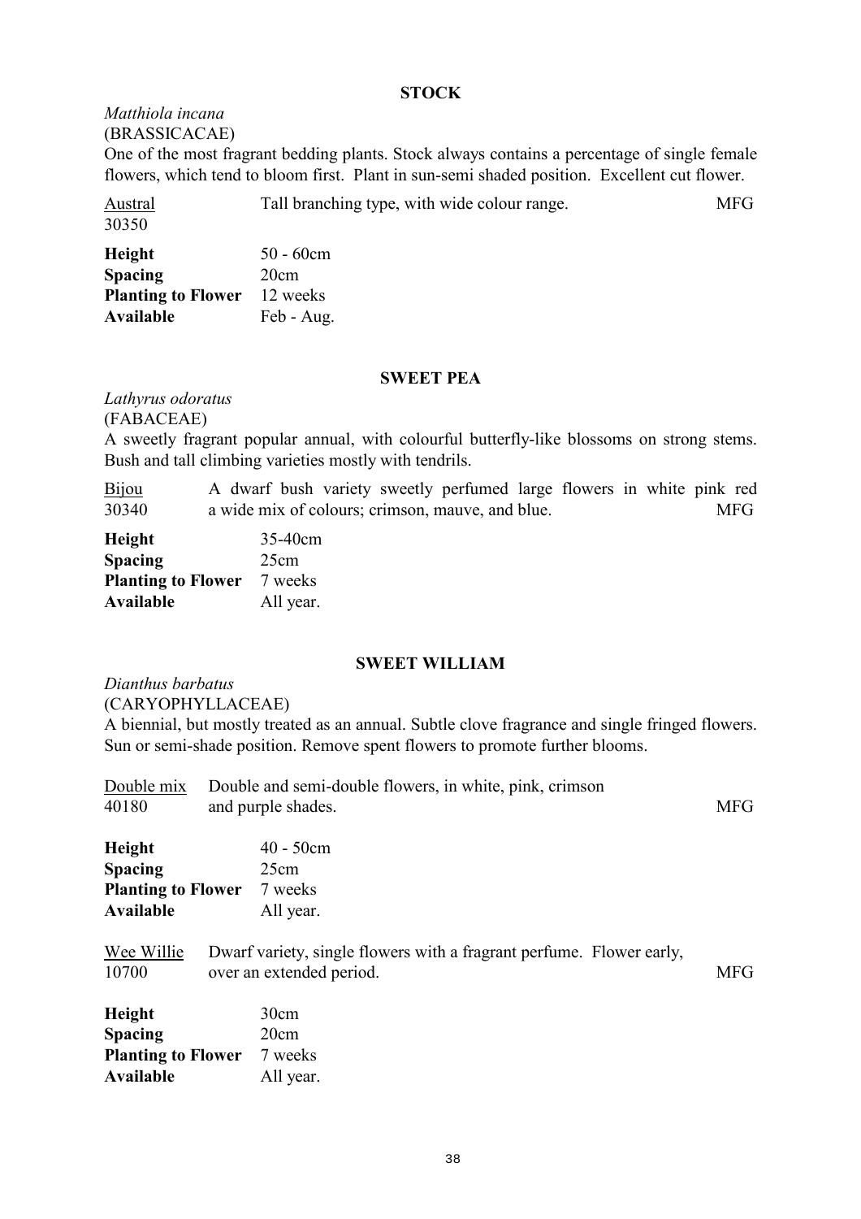## STOCK

*Matthiola incana*
(BRASSICACAE)
One of the most fragrant bedding plants. Stock always contains a percentage of single female flowers, which tend to bloom first. Plant in sun-semi shaded position. Excellent cut flower.

Austral
30350
Tall branching type, with wide colour range. MFG

| | |
|---|---|
| **Height** | 50 - 60cm |
| **Spacing** | 20cm |
| **Planting to Flower** | 12 weeks |
| **Available** | Feb - Aug. |

## SWEET PEA

*Lathyrus odoratus*
(FABACEAE)
A sweetly fragrant popular annual, with colourful butterfly-like blossoms on strong stems. Bush and tall climbing varieties mostly with tendrils.

Bijou
30340
A dwarf bush variety sweetly perfumed large flowers in white pink red a wide mix of colours; crimson, mauve, and blue. MFG

| | |
|---|---|
| **Height** | 35-40cm |
| **Spacing** | 25cm |
| **Planting to Flower** | 7 weeks |
| **Available** | All year. |

## SWEET WILLIAM

*Dianthus barbatus*
(CARYOPHYLLACEAE)
A biennial, but mostly treated as an annual. Subtle clove fragrance and single fringed flowers. Sun or semi-shade position. Remove spent flowers to promote further blooms.

Double mix
40180
Double and semi-double flowers, in white, pink, crimson and purple shades. MFG

| | |
|---|---|
| **Height** | 40 - 50cm |
| **Spacing** | 25cm |
| **Planting to Flower** | 7 weeks |
| **Available** | All year. |

Wee Willie
10700
Dwarf variety, single flowers with a fragrant perfume. Flower early, over an extended period. MFG

| | |
|---|---|
| **Height** | 30cm |
| **Spacing** | 20cm |
| **Planting to Flower** | 7 weeks |
| **Available** | All year. |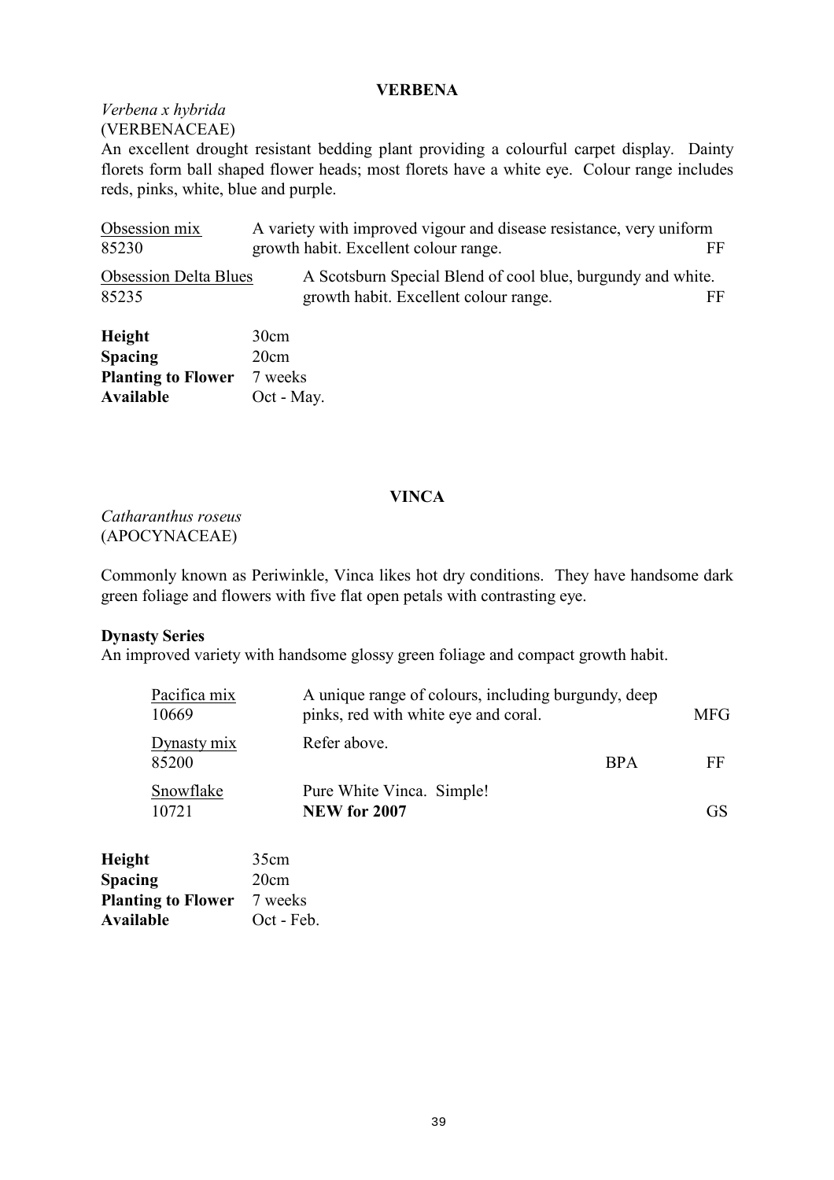## VERBENA

*Verbena x hybrida*
(VERBENACEAE)

An excellent drought resistant bedding plant providing a colourful carpet display. Dainty florets form ball shaped flower heads; most florets have a white eye. Colour range includes reds, pinks, white, blue and purple.

| Variety | Description | |
|---|---|---|
| Obsession mix<br>85230 | A variety with improved vigour and disease resistance, very uniform growth habit. Excellent colour range. | FF |
| Obsession Delta Blues<br>85235 | A Scotsburn Special Blend of cool blue, burgundy and white. growth habit. Excellent colour range. | FF |

| | |
|---|---|
| **Height** | 30cm |
| **Spacing** | 20cm |
| **Planting to Flower** | 7 weeks |
| **Available** | Oct - May. |

## VINCA

*Catharanthus roseus*
(APOCYNACEAE)

Commonly known as Periwinkle, Vinca likes hot dry conditions. They have handsome dark green foliage and flowers with five flat open petals with contrasting eye.

**Dynasty Series**
An improved variety with handsome glossy green foliage and compact growth habit.

| Variety | Description | | |
|---|---|---|---|
| Pacifica mix<br>10669 | A unique range of colours, including burgundy, deep pinks, red with white eye and coral. | | MFG |
| Dynasty mix<br>85200 | Refer above. | BPA | FF |
| Snowflake<br>10721 | Pure White Vinca. Simple!<br>**NEW for 2007** | | GS |

| | |
|---|---|
| **Height** | 35cm |
| **Spacing** | 20cm |
| **Planting to Flower** | 7 weeks |
| **Available** | Oct - Feb. |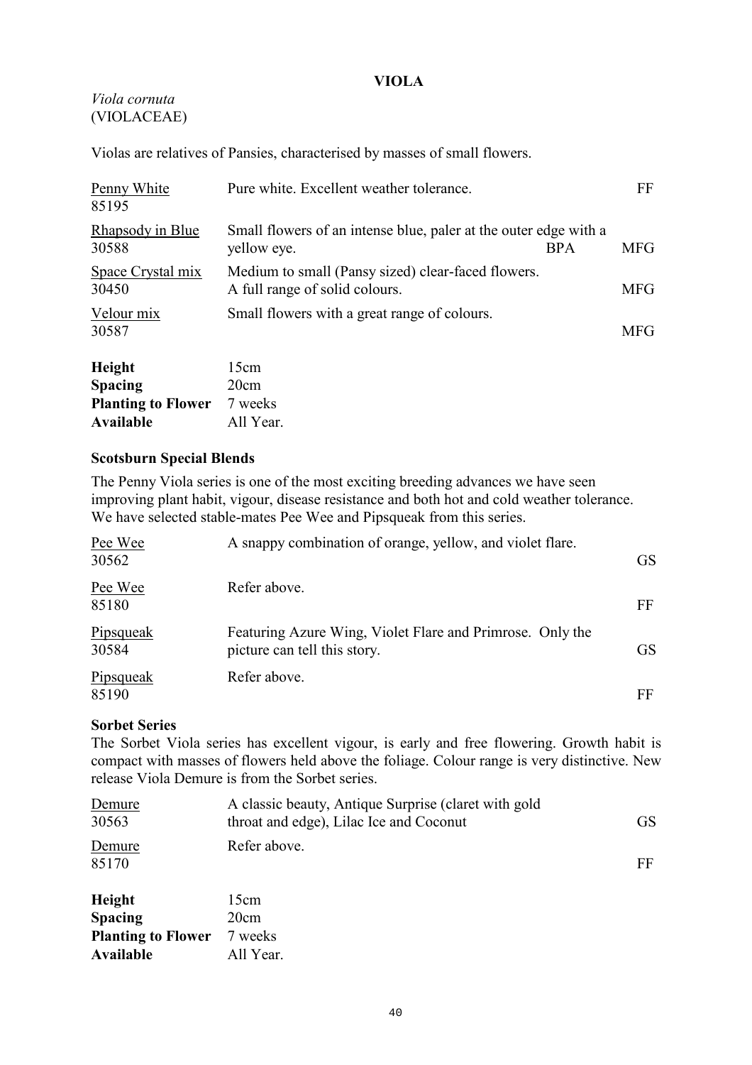## VIOLA

*Viola cornuta*
(VIOLACEAE)

Violas are relatives of Pansies, characterised by masses of small flowers.

| | | | |
|---|---|---|---|
| Penny White<br>85195 | Pure white. Excellent weather tolerance. | | FF |
| Rhapsody in Blue<br>30588 | Small flowers of an intense blue, paler at the outer edge with a yellow eye. | BPA | MFG |
| Space Crystal mix<br>30450 | Medium to small (Pansy sized) clear-faced flowers. A full range of solid colours. | | MFG |
| Velour mix<br>30587 | Small flowers with a great range of colours. | | MFG |

| | |
|---|---|
| **Height** | 15cm |
| **Spacing** | 20cm |
| **Planting to Flower** | 7 weeks |
| **Available** | All Year. |

### Scotsburn Special Blends

The Penny Viola series is one of the most exciting breeding advances we have seen improving plant habit, vigour, disease resistance and both hot and cold weather tolerance. We have selected stable-mates Pee Wee and Pipsqueak from this series.

| | | |
|---|---|---|
| Pee Wee<br>30562 | A snappy combination of orange, yellow, and violet flare. | GS |
| Pee Wee<br>85180 | Refer above. | FF |
| Pipsqueak<br>30584 | Featuring Azure Wing, Violet Flare and Primrose. Only the picture can tell this story. | GS |
| Pipsqueak<br>85190 | Refer above. | FF |

### Sorbet Series

The Sorbet Viola series has excellent vigour, is early and free flowering. Growth habit is compact with masses of flowers held above the foliage. Colour range is very distinctive. New release Viola Demure is from the Sorbet series.

| | | |
|---|---|---|
| Demure<br>30563 | A classic beauty, Antique Surprise (claret with gold throat and edge), Lilac Ice and Coconut | GS |
| Demure<br>85170 | Refer above. | FF |

| | |
|---|---|
| **Height** | 15cm |
| **Spacing** | 20cm |
| **Planting to Flower** | 7 weeks |
| **Available** | All Year. |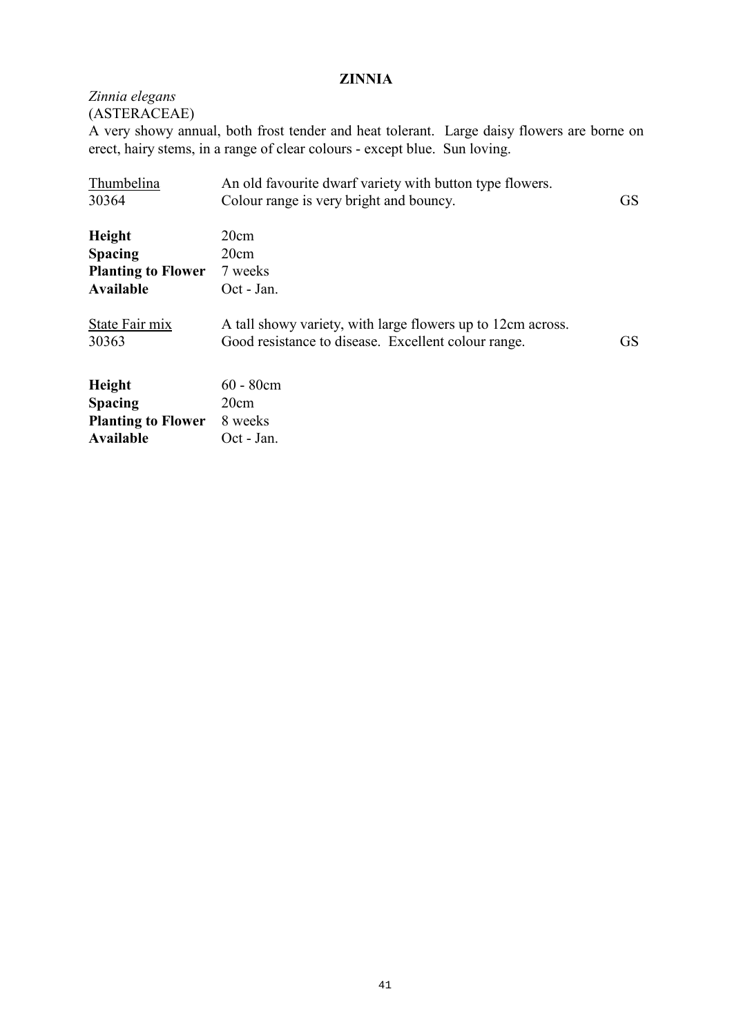## ZINNIA

*Zinnia elegans*
(ASTERACEAE)

A very showy annual, both frost tender and heat tolerant. Large daisy flowers are borne on erect, hairy stems, in a range of clear colours - except blue. Sun loving.

| | | |
|---|---|---|
| Thumbelina<br>30364 | An old favourite dwarf variety with button type flowers.<br>Colour range is very bright and bouncy. | GS |
| **Height** | 20cm | |
| **Spacing** | 20cm | |
| **Planting to Flower** | 7 weeks | |
| **Available** | Oct - Jan. | |

| | | |
|---|---|---|
| State Fair mix<br>30363 | A tall showy variety, with large flowers up to 12cm across.<br>Good resistance to disease. Excellent colour range. | GS |
| **Height** | 60 - 80cm | |
| **Spacing** | 20cm | |
| **Planting to Flower** | 8 weeks | |
| **Available** | Oct - Jan. | |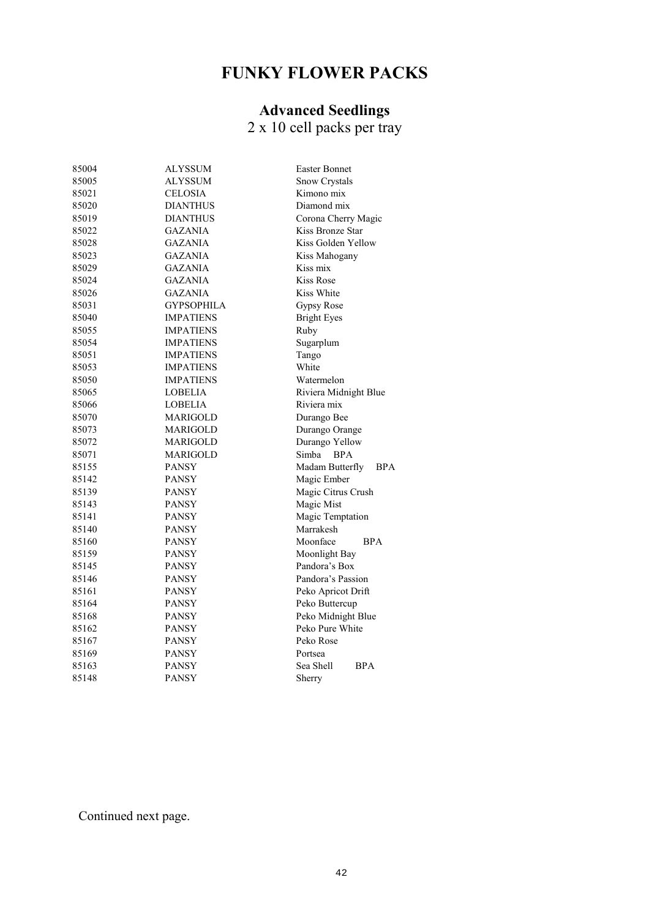# FUNKY FLOWER PACKS

## Advanced Seedlings

2 x 10 cell packs per tray

| | | |
|---|---|---|
| 85004 | ALYSSUM | Easter Bonnet |
| 85005 | ALYSSUM | Snow Crystals |
| 85021 | CELOSIA | Kimono mix |
| 85020 | DIANTHUS | Diamond mix |
| 85019 | DIANTHUS | Corona Cherry Magic |
| 85022 | GAZANIA | Kiss Bronze Star |
| 85028 | GAZANIA | Kiss Golden Yellow |
| 85023 | GAZANIA | Kiss Mahogany |
| 85029 | GAZANIA | Kiss mix |
| 85024 | GAZANIA | Kiss Rose |
| 85026 | GAZANIA | Kiss White |
| 85031 | GYPSOPHILA | Gypsy Rose |
| 85040 | IMPATIENS | Bright Eyes |
| 85055 | IMPATIENS | Ruby |
| 85054 | IMPATIENS | Sugarplum |
| 85051 | IMPATIENS | Tango |
| 85053 | IMPATIENS | White |
| 85050 | IMPATIENS | Watermelon |
| 85065 | LOBELIA | Riviera Midnight Blue |
| 85066 | LOBELIA | Riviera mix |
| 85070 | MARIGOLD | Durango Bee |
| 85073 | MARIGOLD | Durango Orange |
| 85072 | MARIGOLD | Durango Yellow |
| 85071 | MARIGOLD | Simba BPA |
| 85155 | PANSY | Madam Butterfly BPA |
| 85142 | PANSY | Magic Ember |
| 85139 | PANSY | Magic Citrus Crush |
| 85143 | PANSY | Magic Mist |
| 85141 | PANSY | Magic Temptation |
| 85140 | PANSY | Marrakesh |
| 85160 | PANSY | Moonface BPA |
| 85159 | PANSY | Moonlight Bay |
| 85145 | PANSY | Pandora's Box |
| 85146 | PANSY | Pandora's Passion |
| 85161 | PANSY | Peko Apricot Drift |
| 85164 | PANSY | Peko Buttercup |
| 85168 | PANSY | Peko Midnight Blue |
| 85162 | PANSY | Peko Pure White |
| 85167 | PANSY | Peko Rose |
| 85169 | PANSY | Portsea |
| 85163 | PANSY | Sea Shell BPA |
| 85148 | PANSY | Sherry |

Continued next page.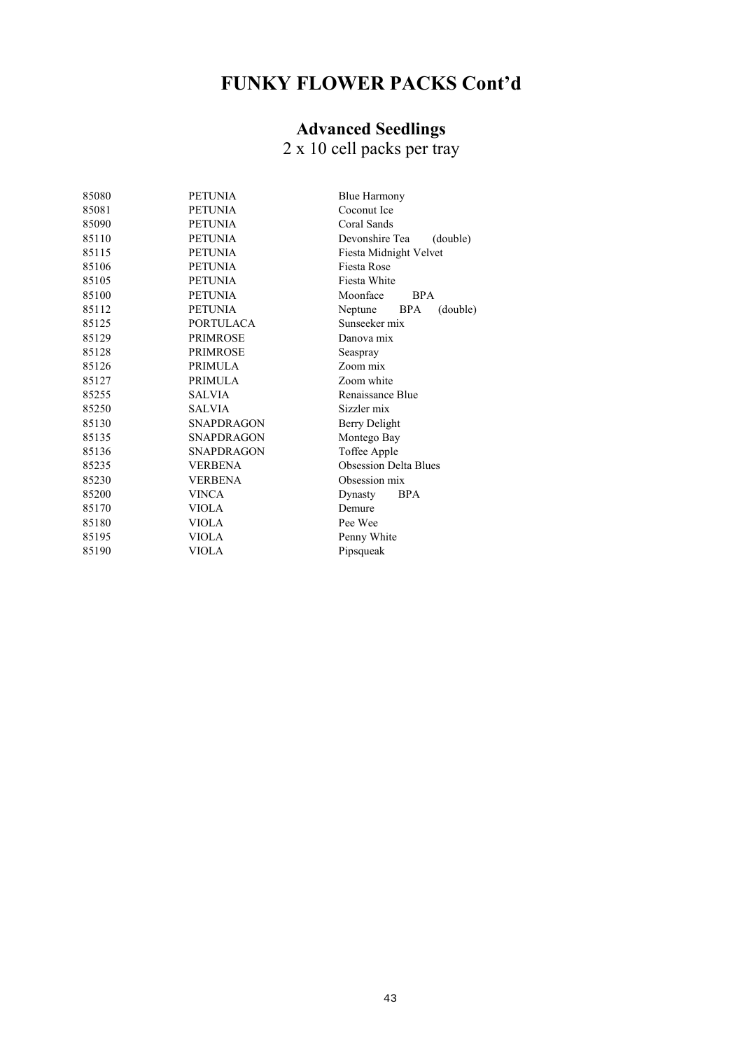# FUNKY FLOWER PACKS Cont'd

## Advanced Seedlings

2 x 10 cell packs per tray

| | | |
|---|---|---|
| 85080 | PETUNIA | Blue Harmony |
| 85081 | PETUNIA | Coconut Ice |
| 85090 | PETUNIA | Coral Sands |
| 85110 | PETUNIA | Devonshire Tea (double) |
| 85115 | PETUNIA | Fiesta Midnight Velvet |
| 85106 | PETUNIA | Fiesta Rose |
| 85105 | PETUNIA | Fiesta White |
| 85100 | PETUNIA | Moonface BPA |
| 85112 | PETUNIA | Neptune BPA (double) |
| 85125 | PORTULACA | Sunseeker mix |
| 85129 | PRIMROSE | Danova mix |
| 85128 | PRIMROSE | Seaspray |
| 85126 | PRIMULA | Zoom mix |
| 85127 | PRIMULA | Zoom white |
| 85255 | SALVIA | Renaissance Blue |
| 85250 | SALVIA | Sizzler mix |
| 85130 | SNAPDRAGON | Berry Delight |
| 85135 | SNAPDRAGON | Montego Bay |
| 85136 | SNAPDRAGON | Toffee Apple |
| 85235 | VERBENA | Obsession Delta Blues |
| 85230 | VERBENA | Obsession mix |
| 85200 | VINCA | Dynasty BPA |
| 85170 | VIOLA | Demure |
| 85180 | VIOLA | Pee Wee |
| 85195 | VIOLA | Penny White |
| 85190 | VIOLA | Pipsqueak |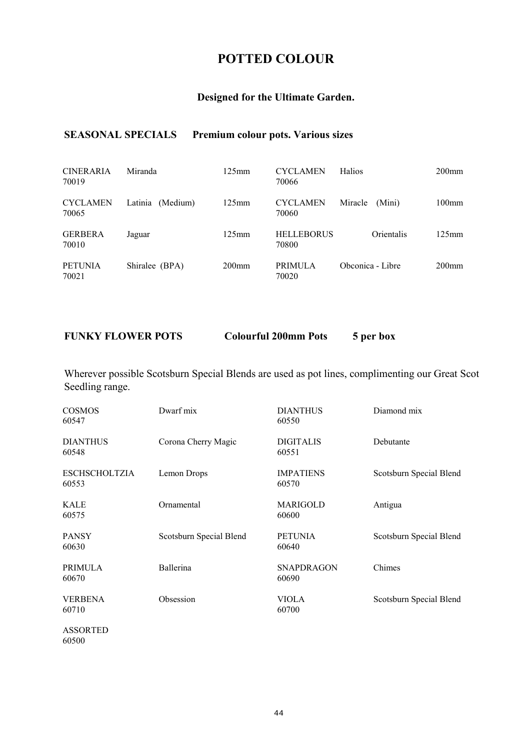# POTTED COLOUR

### Designed for the Ultimate Garden.

**SEASONAL SPECIALS      Premium colour pots. Various sizes**

| | | | | | |
|---|---|---|---|---|---|
| CINERARIA 70019 | Miranda | 125mm | CYCLAMEN 70066 | Halios | 200mm |
| CYCLAMEN 70065 | Latinia (Medium) | 125mm | CYCLAMEN 70060 | Miracle (Mini) | 100mm |
| GERBERA 70010 | Jaguar | 125mm | HELLEBORUS 70800 | Orientalis | 125mm |
| PETUNIA 70021 | Shiralee (BPA) | 200mm | PRIMULA 70020 | Obconica - Libre | 200mm |

**FUNKY FLOWER POTS      Colourful 200mm Pots      5 per box**

Wherever possible Scotsburn Special Blends are used as pot lines, complimenting our Great Scot Seedling range.

| | | | |
|---|---|---|---|
| COSMOS 60547 | Dwarf mix | DIANTHUS 60550 | Diamond mix |
| DIANTHUS 60548 | Corona Cherry Magic | DIGITALIS 60551 | Debutante |
| ESCHSCHOLTZIA 60553 | Lemon Drops | IMPATIENS 60570 | Scotsburn Special Blend |
| KALE 60575 | Ornamental | MARIGOLD 60600 | Antigua |
| PANSY 60630 | Scotsburn Special Blend | PETUNIA 60640 | Scotsburn Special Blend |
| PRIMULA 60670 | Ballerina | SNAPDRAGON 60690 | Chimes |
| VERBENA 60710 | Obsession | VIOLA 60700 | Scotsburn Special Blend |
| ASSORTED 60500 | | | |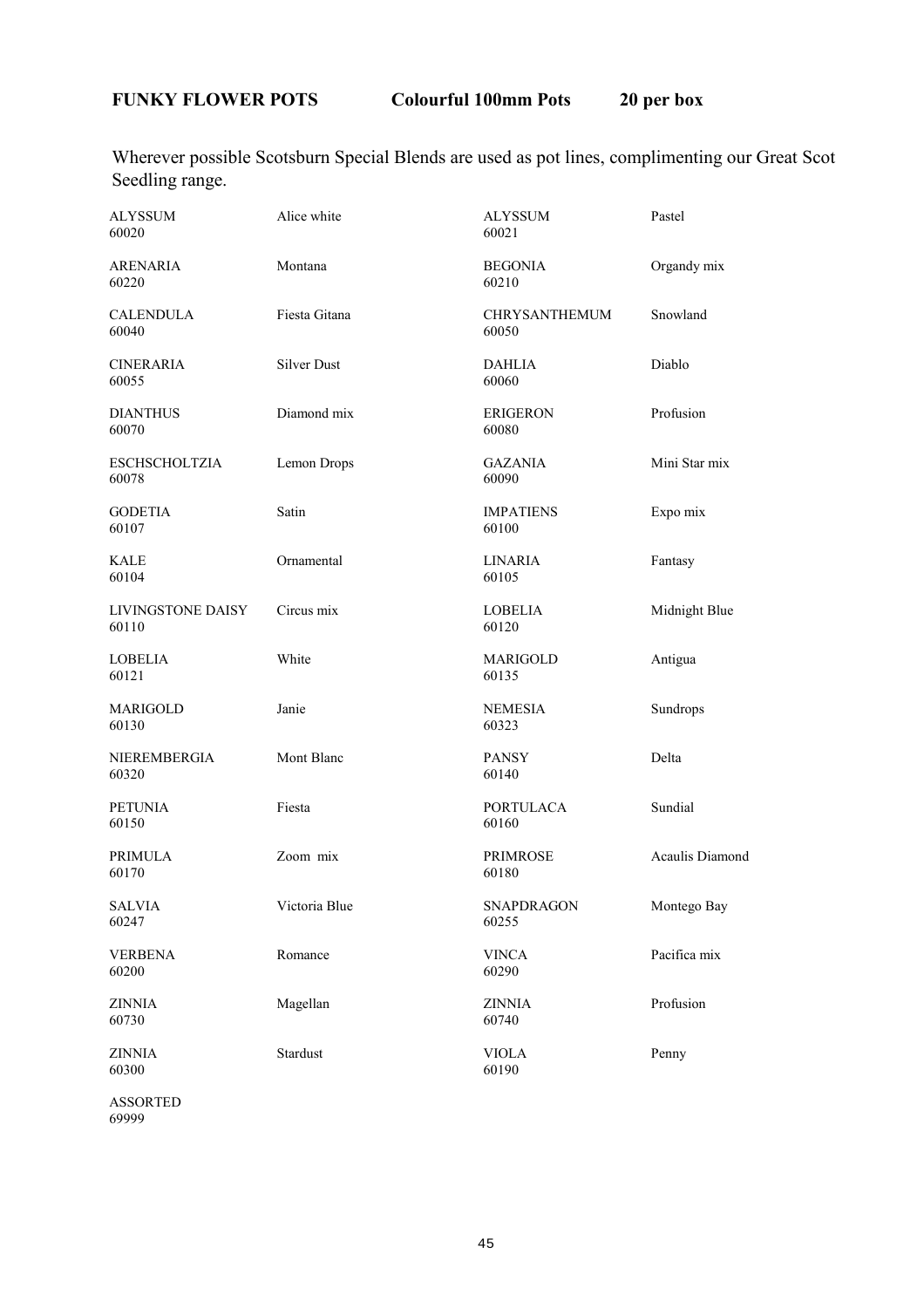**FUNKY FLOWER POTS** **Colourful 100mm Pots** **20 per box**

Wherever possible Scotsburn Special Blends are used as pot lines, complimenting our Great Scot Seedling range.

| | | | |
|---|---|---|---|
| ALYSSUM 60020 | Alice white | ALYSSUM 60021 | Pastel |
| ARENARIA 60220 | Montana | BEGONIA 60210 | Organdy mix |
| CALENDULA 60040 | Fiesta Gitana | CHRYSANTHEMUM 60050 | Snowland |
| CINERARIA 60055 | Silver Dust | DAHLIA 60060 | Diablo |
| DIANTHUS 60070 | Diamond mix | ERIGERON 60080 | Profusion |
| ESCHSCHOLTZIA 60078 | Lemon Drops | GAZANIA 60090 | Mini Star mix |
| GODETIA 60107 | Satin | IMPATIENS 60100 | Expo mix |
| KALE 60104 | Ornamental | LINARIA 60105 | Fantasy |
| LIVINGSTONE DAISY 60110 | Circus mix | LOBELIA 60120 | Midnight Blue |
| LOBELIA 60121 | White | MARIGOLD 60135 | Antigua |
| MARIGOLD 60130 | Janie | NEMESIA 60323 | Sundrops |
| NIEREMBERGIA 60320 | Mont Blanc | PANSY 60140 | Delta |
| PETUNIA 60150 | Fiesta | PORTULACA 60160 | Sundial |
| PRIMULA 60170 | Zoom mix | PRIMROSE 60180 | Acaulis Diamond |
| SALVIA 60247 | Victoria Blue | SNAPDRAGON 60255 | Montego Bay |
| VERBENA 60200 | Romance | VINCA 60290 | Pacifica mix |
| ZINNIA 60730 | Magellan | ZINNIA 60740 | Profusion |
| ZINNIA 60300 | Stardust | VIOLA 60190 | Penny |
| ASSORTED 69999 | | | |